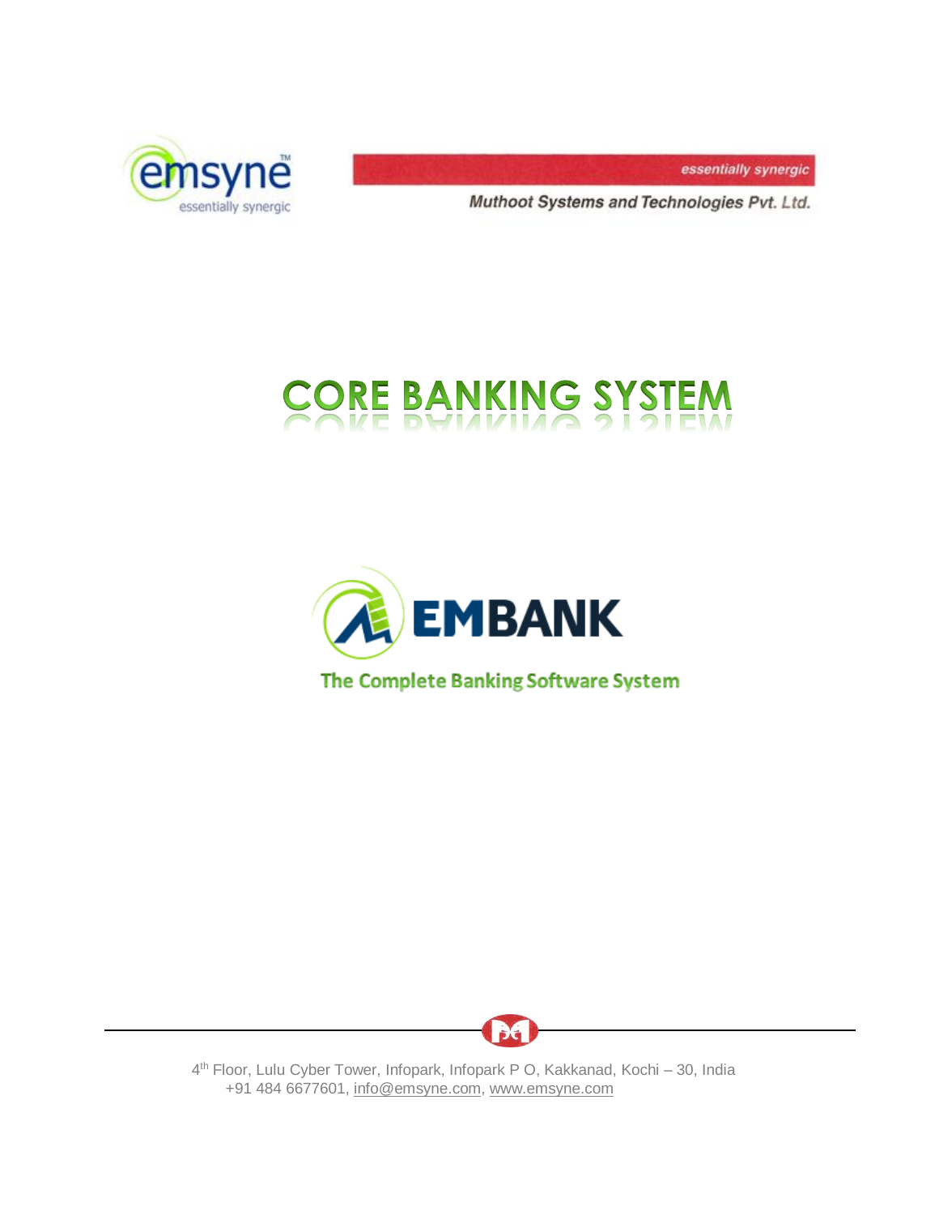emsyne™

essentially synergic

*essentially synergic*

***Muthoot Systems and Technologies Pvt. Ltd.***

# CORE BANKING SYSTEM

EMBANK

**The Complete Banking Software System**

4th Floor, Lulu Cyber Tower, Infopark, Infopark P O, Kakkanad, Kochi – 30, India
+91 484 6677601, info@emsyne.com, www.emsyne.com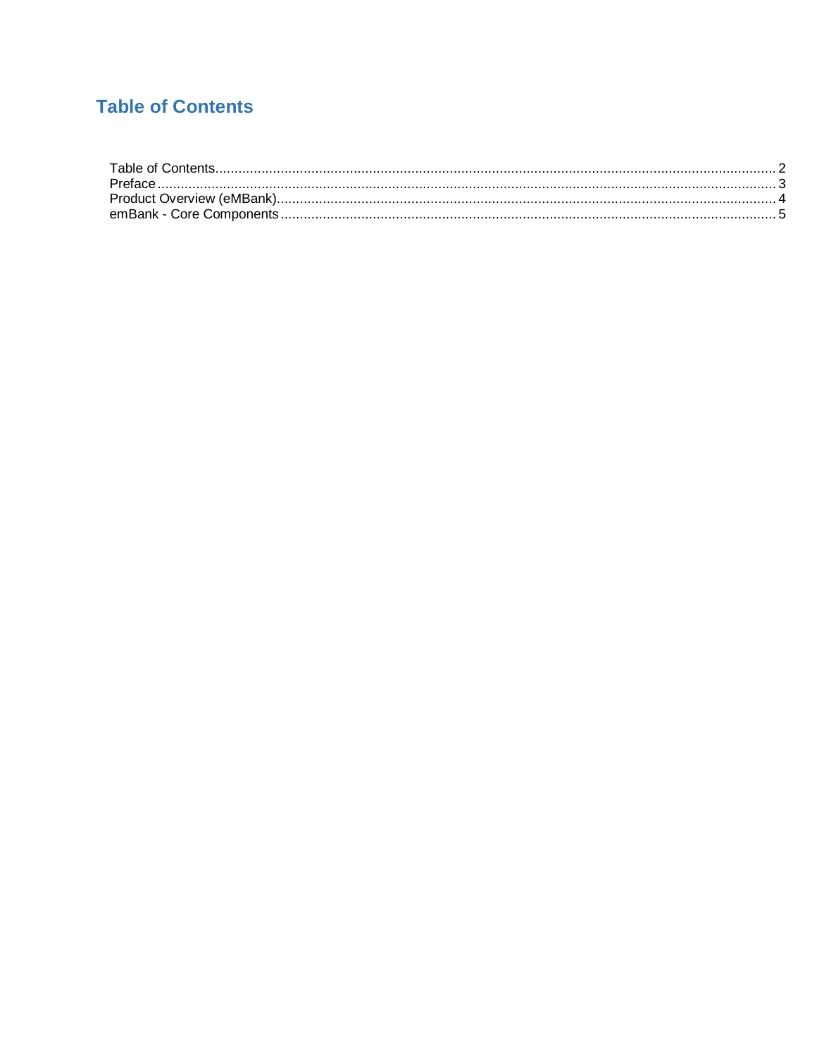# Table of Contents

Table of Contents........................................................................................................................................ 2
Preface ........................................................................................................................................................ 3
Product Overview (eMBank)........................................................................................................................ 4
emBank - Core Components ........................................................................................................................ 5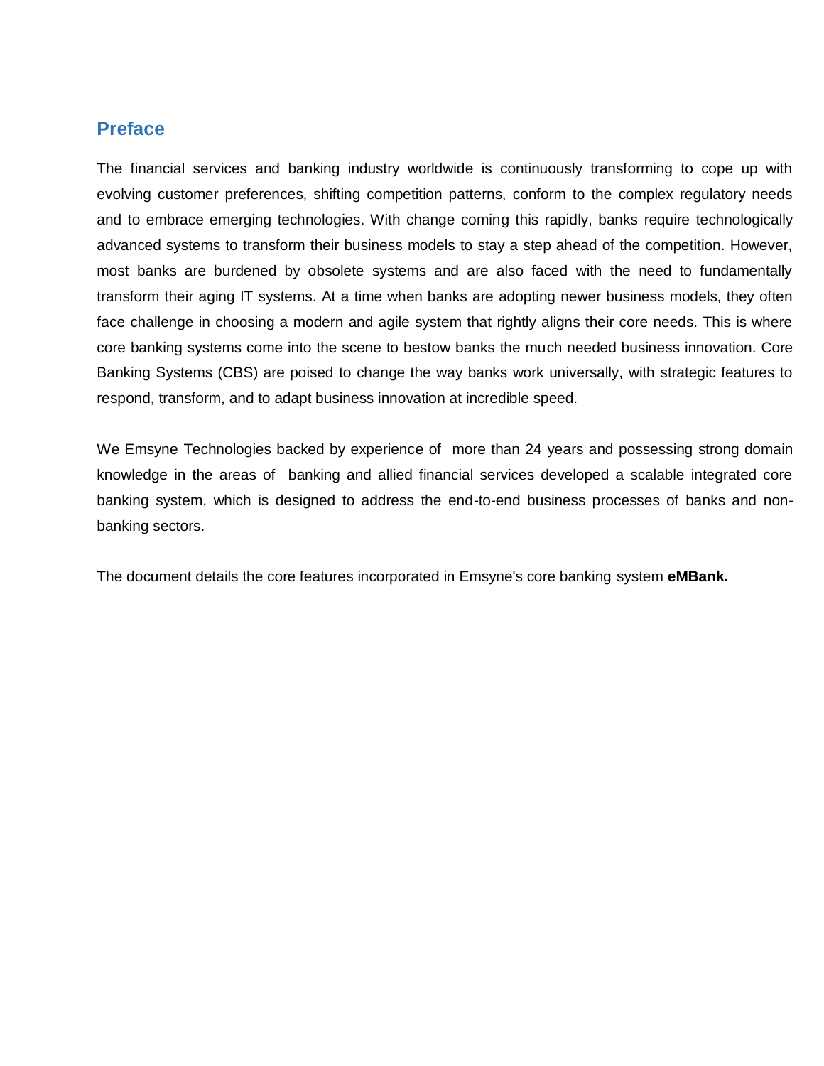## Preface

The financial services and banking industry worldwide is continuously transforming to cope up with evolving customer preferences, shifting competition patterns, conform to the complex regulatory needs and to embrace emerging technologies. With change coming this rapidly, banks require technologically advanced systems to transform their business models to stay a step ahead of the competition. However, most banks are burdened by obsolete systems and are also faced with the need to fundamentally transform their aging IT systems. At a time when banks are adopting newer business models, they often face challenge in choosing a modern and agile system that rightly aligns their core needs. This is where core banking systems come into the scene to bestow banks the much needed business innovation. Core Banking Systems (CBS) are poised to change the way banks work universally, with strategic features to respond, transform, and to adapt business innovation at incredible speed.

We Emsyne Technologies backed by experience of more than 24 years and possessing strong domain knowledge in the areas of banking and allied financial services developed a scalable integrated core banking system, which is designed to address the end-to-end business processes of banks and non-banking sectors.

The document details the core features incorporated in Emsyne's core banking system **eMBank.**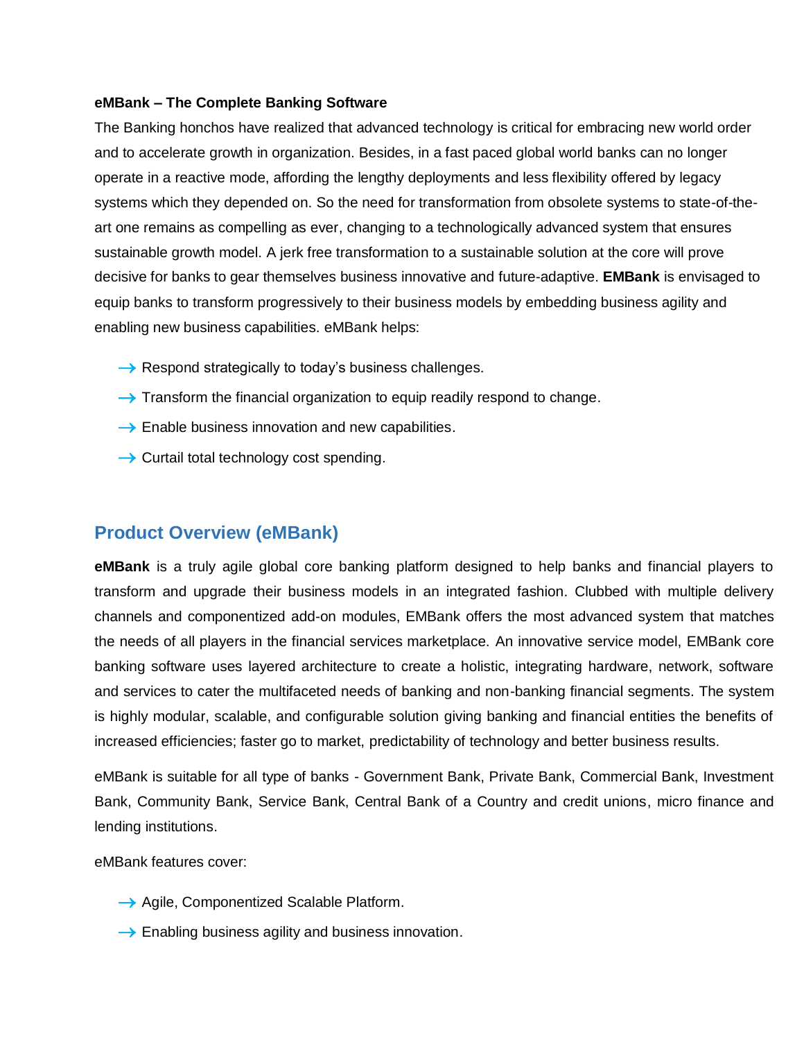**eMBank – The Complete Banking Software**

The Banking honchos have realized that advanced technology is critical for embracing new world order and to accelerate growth in organization. Besides, in a fast paced global world banks can no longer operate in a reactive mode, affording the lengthy deployments and less flexibility offered by legacy systems which they depended on. So the need for transformation from obsolete systems to state-of-the-art one remains as compelling as ever, changing to a technologically advanced system that ensures sustainable growth model. A jerk free transformation to a sustainable solution at the core will prove decisive for banks to gear themselves business innovative and future-adaptive. **EMBank** is envisaged to equip banks to transform progressively to their business models by embedding business agility and enabling new business capabilities. eMBank helps:

- Respond strategically to today's business challenges.
- Transform the financial organization to equip readily respond to change.
- Enable business innovation and new capabilities.
- Curtail total technology cost spending.

## Product Overview (eMBank)

**eMBank** is a truly agile global core banking platform designed to help banks and financial players to transform and upgrade their business models in an integrated fashion. Clubbed with multiple delivery channels and componentized add-on modules, EMBank offers the most advanced system that matches the needs of all players in the financial services marketplace. An innovative service model, EMBank core banking software uses layered architecture to create a holistic, integrating hardware, network, software and services to cater the multifaceted needs of banking and non-banking financial segments. The system is highly modular, scalable, and configurable solution giving banking and financial entities the benefits of increased efficiencies; faster go to market, predictability of technology and better business results.

eMBank is suitable for all type of banks - Government Bank, Private Bank, Commercial Bank, Investment Bank, Community Bank, Service Bank, Central Bank of a Country and credit unions, micro finance and lending institutions.

eMBank features cover:

- Agile, Componentized Scalable Platform.
- Enabling business agility and business innovation.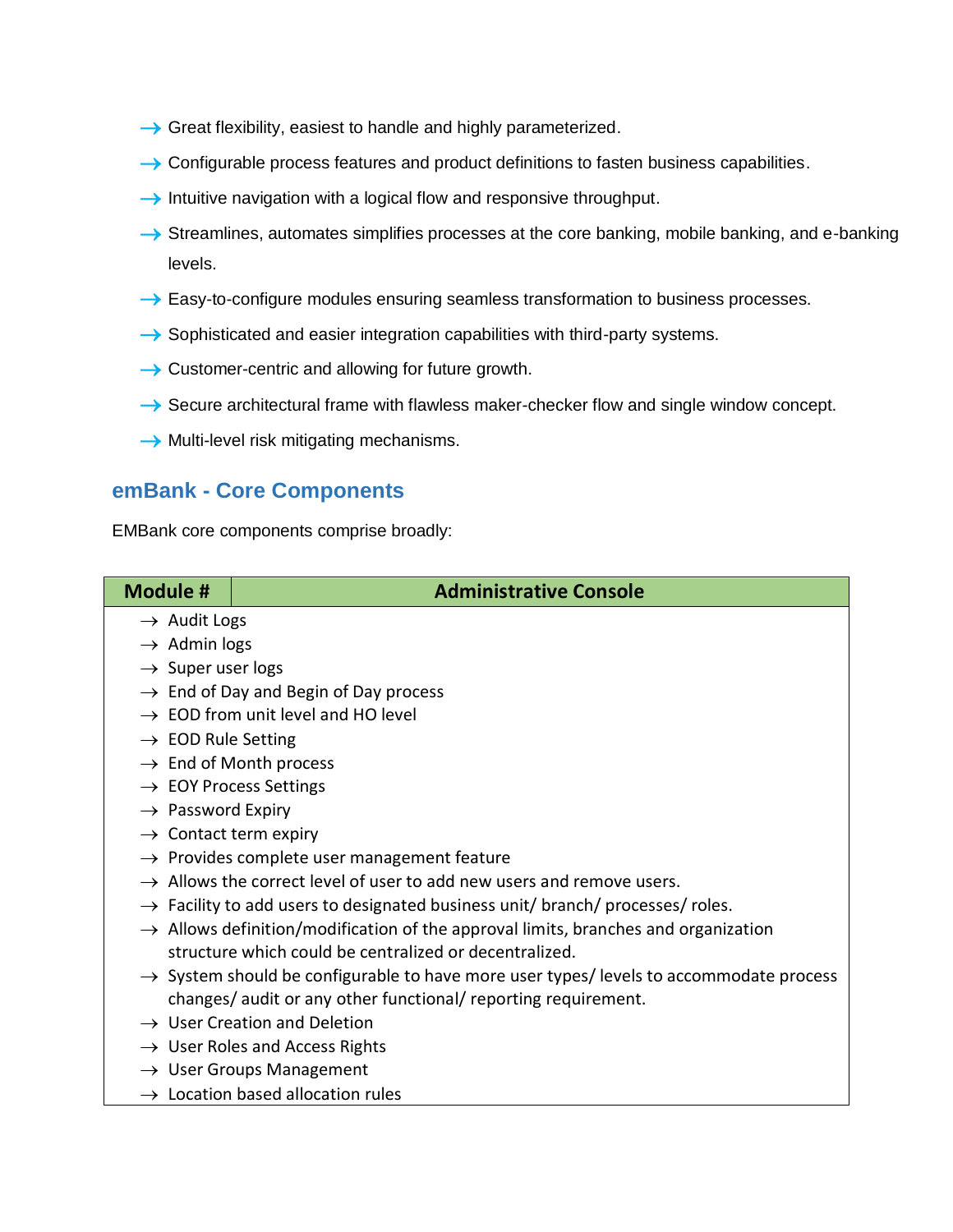- → Great flexibility, easiest to handle and highly parameterized.
- → Configurable process features and product definitions to fasten business capabilities.
- → Intuitive navigation with a logical flow and responsive throughput.
- → Streamlines, automates simplifies processes at the core banking, mobile banking, and e-banking levels.
- → Easy-to-configure modules ensuring seamless transformation to business processes.
- → Sophisticated and easier integration capabilities with third-party systems.
- → Customer-centric and allowing for future growth.
- → Secure architectural frame with flawless maker-checker flow and single window concept.
- → Multi-level risk mitigating mechanisms.

## emBank - Core Components

EMBank core components comprise broadly:

| Module # | Administrative Console |
|---|---|
| | → Audit Logs<br>→ Admin logs<br>→ Super user logs<br>→ End of Day and Begin of Day process<br>→ EOD from unit level and HO level<br>→ EOD Rule Setting<br>→ End of Month process<br>→ EOY Process Settings<br>→ Password Expiry<br>→ Contact term expiry<br>→ Provides complete user management feature<br>→ Allows the correct level of user to add new users and remove users.<br>→ Facility to add users to designated business unit/ branch/ processes/ roles.<br>→ Allows definition/modification of the approval limits, branches and organization structure which could be centralized or decentralized.<br>→ System should be configurable to have more user types/ levels to accommodate process changes/ audit or any other functional/ reporting requirement.<br>→ User Creation and Deletion<br>→ User Roles and Access Rights<br>→ User Groups Management<br>→ Location based allocation rules |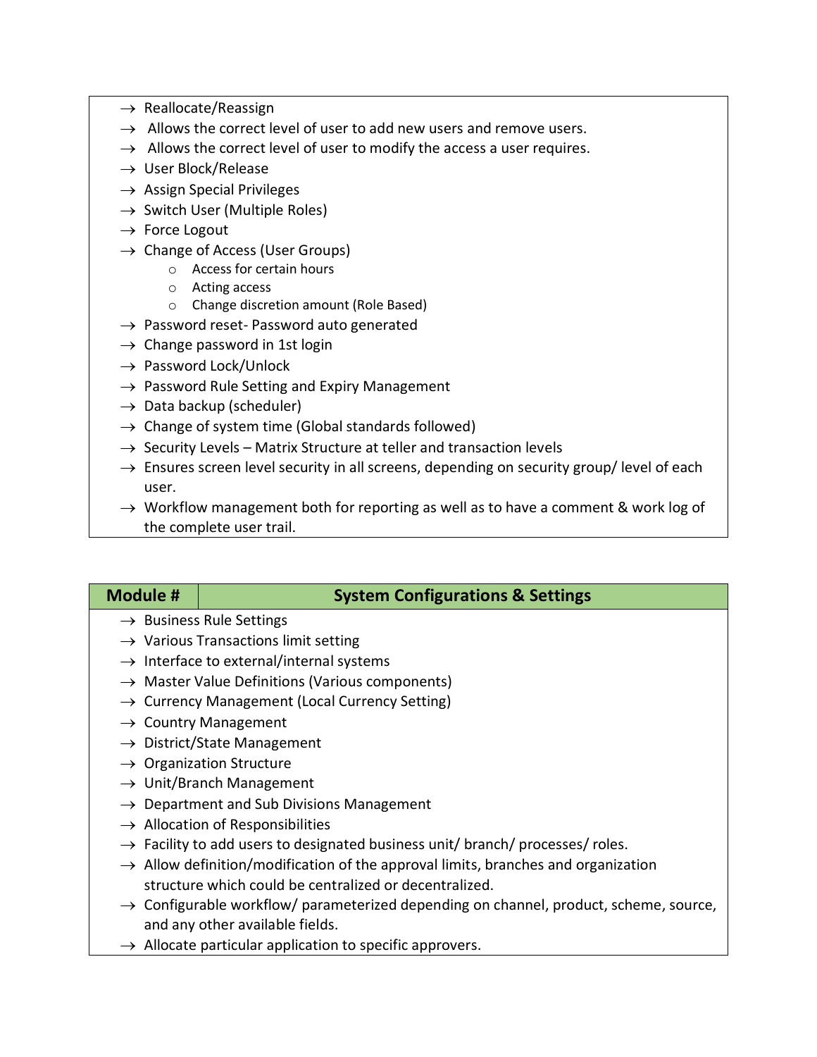→ Reallocate/Reassign
→ Allows the correct level of user to add new users and remove users.
→ Allows the correct level of user to modify the access a user requires.
→ User Block/Release
→ Assign Special Privileges
→ Switch User (Multiple Roles)
→ Force Logout
→ Change of Access (User Groups)
  - Access for certain hours
  - Acting access
  - Change discretion amount (Role Based)

→ Password reset- Password auto generated
→ Change password in 1st login
→ Password Lock/Unlock
→ Password Rule Setting and Expiry Management
→ Data backup (scheduler)
→ Change of system time (Global standards followed)
→ Security Levels – Matrix Structure at teller and transaction levels
→ Ensures screen level security in all screens, depending on security group/ level of each user.
→ Workflow management both for reporting as well as to have a comment & work log of the complete user trail.

| Module # | System Configurations & Settings |
|---|---|

→ Business Rule Settings
→ Various Transactions limit setting
→ Interface to external/internal systems
→ Master Value Definitions (Various components)
→ Currency Management (Local Currency Setting)
→ Country Management
→ District/State Management
→ Organization Structure
→ Unit/Branch Management
→ Department and Sub Divisions Management
→ Allocation of Responsibilities
→ Facility to add users to designated business unit/ branch/ processes/ roles.
→ Allow definition/modification of the approval limits, branches and organization structure which could be centralized or decentralized.
→ Configurable workflow/ parameterized depending on channel, product, scheme, source, and any other available fields.
→ Allocate particular application to specific approvers.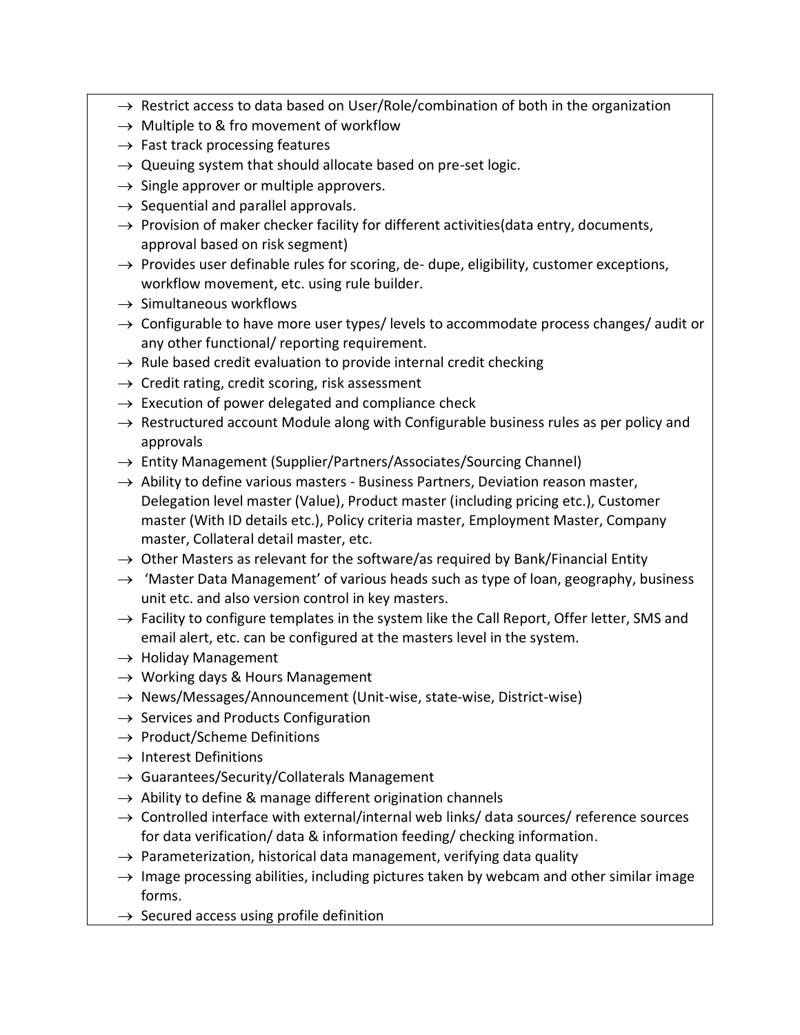- → Restrict access to data based on User/Role/combination of both in the organization
- → Multiple to & fro movement of workflow
- → Fast track processing features
- → Queuing system that should allocate based on pre-set logic.
- → Single approver or multiple approvers.
- → Sequential and parallel approvals.
- → Provision of maker checker facility for different activities(data entry, documents, approval based on risk segment)
- → Provides user definable rules for scoring, de- dupe, eligibility, customer exceptions, workflow movement, etc. using rule builder.
- → Simultaneous workflows
- → Configurable to have more user types/ levels to accommodate process changes/ audit or any other functional/ reporting requirement.
- → Rule based credit evaluation to provide internal credit checking
- → Credit rating, credit scoring, risk assessment
- → Execution of power delegated and compliance check
- → Restructured account Module along with Configurable business rules as per policy and approvals
- → Entity Management (Supplier/Partners/Associates/Sourcing Channel)
- → Ability to define various masters - Business Partners, Deviation reason master, Delegation level master (Value), Product master (including pricing etc.), Customer master (With ID details etc.), Policy criteria master, Employment Master, Company master, Collateral detail master, etc.
- → Other Masters as relevant for the software/as required by Bank/Financial Entity
- → 'Master Data Management' of various heads such as type of loan, geography, business unit etc. and also version control in key masters.
- → Facility to configure templates in the system like the Call Report, Offer letter, SMS and email alert, etc. can be configured at the masters level in the system.
- → Holiday Management
- → Working days & Hours Management
- → News/Messages/Announcement (Unit-wise, state-wise, District-wise)
- → Services and Products Configuration
- → Product/Scheme Definitions
- → Interest Definitions
- → Guarantees/Security/Collaterals Management
- → Ability to define & manage different origination channels
- → Controlled interface with external/internal web links/ data sources/ reference sources for data verification/ data & information feeding/ checking information.
- → Parameterization, historical data management, verifying data quality
- → Image processing abilities, including pictures taken by webcam and other similar image forms.
- → Secured access using profile definition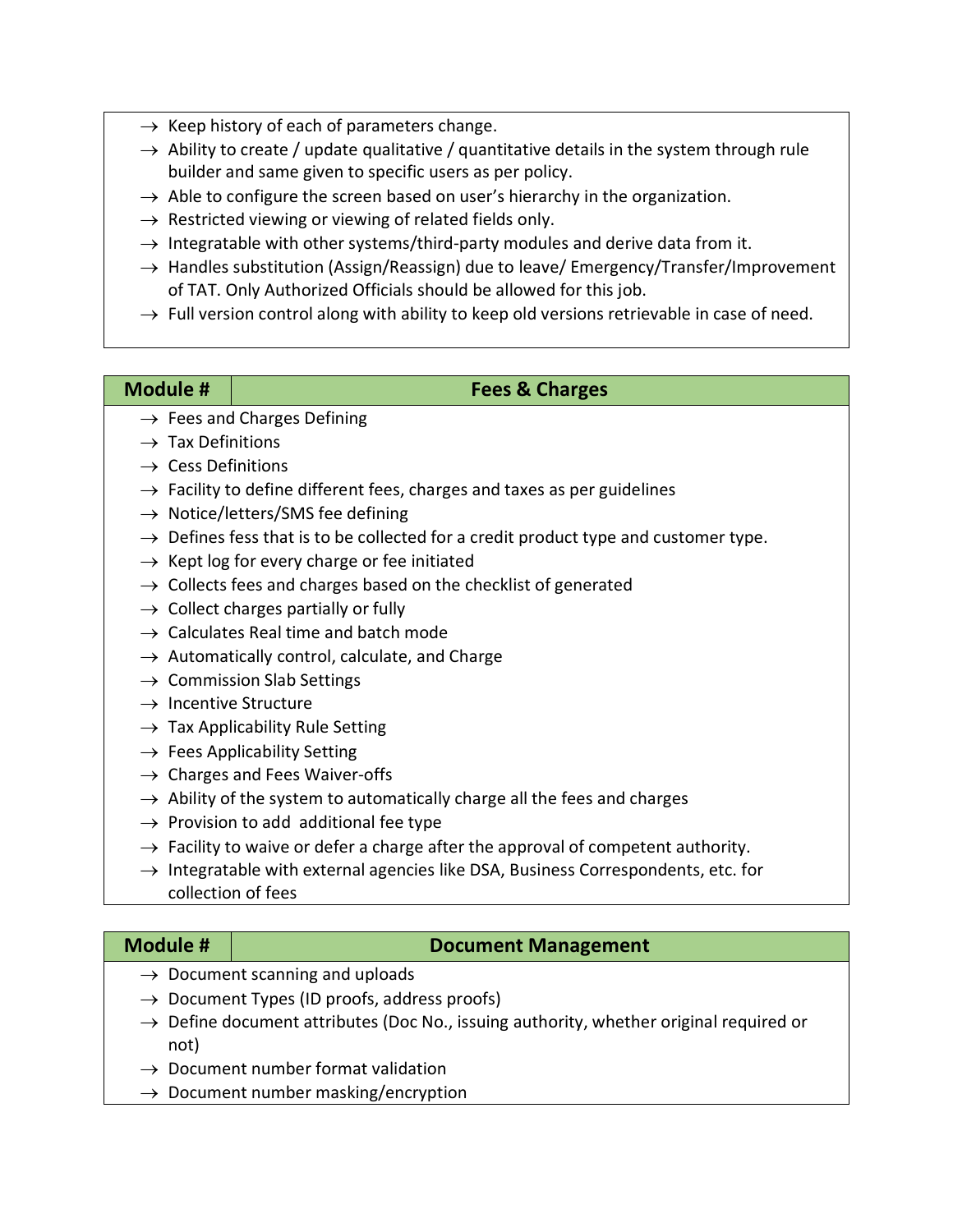- → Keep history of each of parameters change.
- → Ability to create / update qualitative / quantitative details in the system through rule builder and same given to specific users as per policy.
- → Able to configure the screen based on user's hierarchy in the organization.
- → Restricted viewing or viewing of related fields only.
- → Integratable with other systems/third-party modules and derive data from it.
- → Handles substitution (Assign/Reassign) due to leave/ Emergency/Transfer/Improvement of TAT. Only Authorized Officials should be allowed for this job.
- → Full version control along with ability to keep old versions retrievable in case of need.

| Module # | Fees & Charges |
|---|---|

- → Fees and Charges Defining
- → Tax Definitions
- → Cess Definitions
- → Facility to define different fees, charges and taxes as per guidelines
- → Notice/letters/SMS fee defining
- → Defines fess that is to be collected for a credit product type and customer type.
- → Kept log for every charge or fee initiated
- → Collects fees and charges based on the checklist of generated
- → Collect charges partially or fully
- → Calculates Real time and batch mode
- → Automatically control, calculate, and Charge
- → Commission Slab Settings
- → Incentive Structure
- → Tax Applicability Rule Setting
- → Fees Applicability Setting
- → Charges and Fees Waiver-offs
- → Ability of the system to automatically charge all the fees and charges
- → Provision to add additional fee type
- → Facility to waive or defer a charge after the approval of competent authority.
- → Integratable with external agencies like DSA, Business Correspondents, etc. for collection of fees

| Module # | Document Management |
|---|---|

- → Document scanning and uploads
- → Document Types (ID proofs, address proofs)
- → Define document attributes (Doc No., issuing authority, whether original required or not)
- → Document number format validation
- → Document number masking/encryption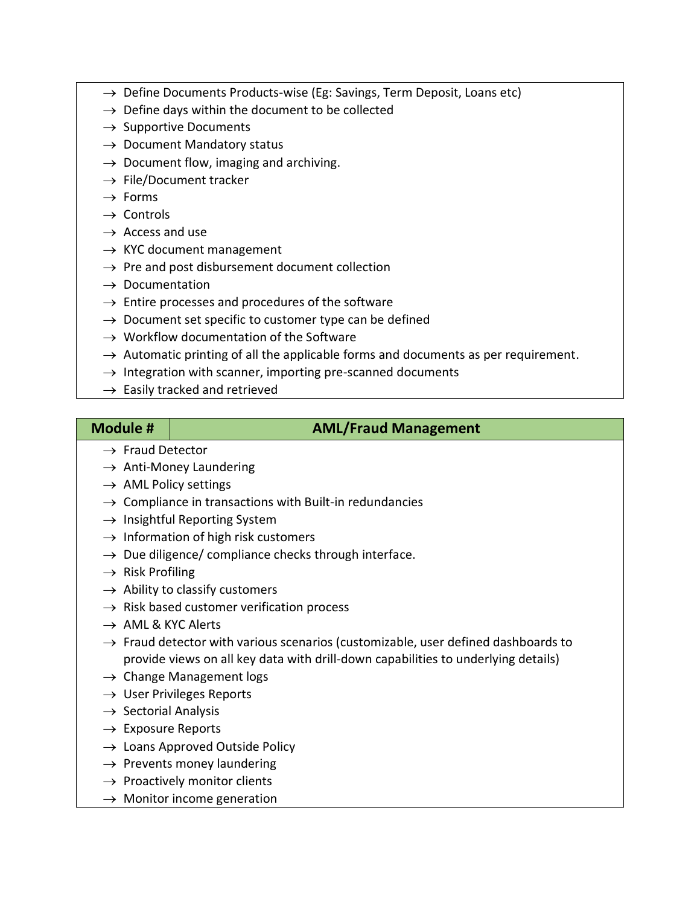→ Define Documents Products-wise (Eg: Savings, Term Deposit, Loans etc)
→ Define days within the document to be collected
→ Supportive Documents
→ Document Mandatory status
→ Document flow, imaging and archiving.
→ File/Document tracker
→ Forms
→ Controls
→ Access and use
→ KYC document management
→ Pre and post disbursement document collection
→ Documentation
→ Entire processes and procedures of the software
→ Document set specific to customer type can be defined
→ Workflow documentation of the Software
→ Automatic printing of all the applicable forms and documents as per requirement.
→ Integration with scanner, importing pre-scanned documents
→ Easily tracked and retrieved

| Module # | AML/Fraud Management |
|---|---|

→ Fraud Detector
→ Anti-Money Laundering
→ AML Policy settings
→ Compliance in transactions with Built-in redundancies
→ Insightful Reporting System
→ Information of high risk customers
→ Due diligence/ compliance checks through interface.
→ Risk Profiling
→ Ability to classify customers
→ Risk based customer verification process
→ AML & KYC Alerts
→ Fraud detector with various scenarios (customizable, user defined dashboards to provide views on all key data with drill-down capabilities to underlying details)
→ Change Management logs
→ User Privileges Reports
→ Sectorial Analysis
→ Exposure Reports
→ Loans Approved Outside Policy
→ Prevents money laundering
→ Proactively monitor clients
→ Monitor income generation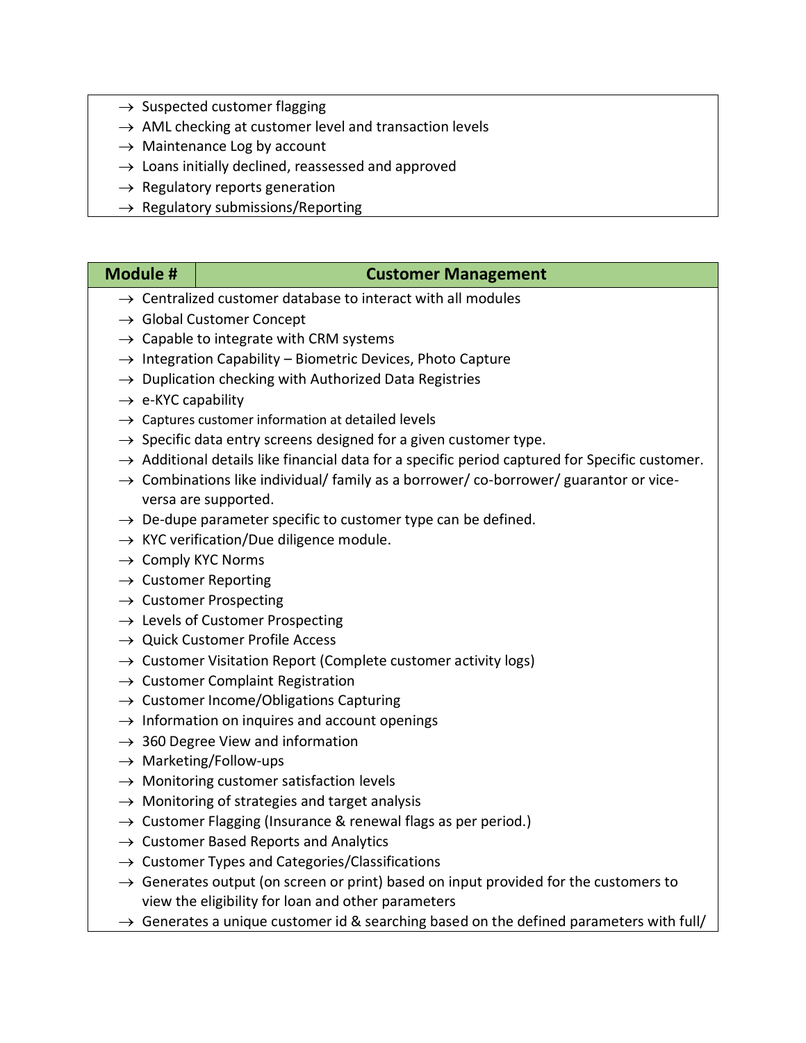- → Suspected customer flagging
- → AML checking at customer level and transaction levels
- → Maintenance Log by account
- → Loans initially declined, reassessed and approved
- → Regulatory reports generation
- → Regulatory submissions/Reporting

| Module # | Customer Management |
|---|---|

- → Centralized customer database to interact with all modules
- → Global Customer Concept
- → Capable to integrate with CRM systems
- → Integration Capability – Biometric Devices, Photo Capture
- → Duplication checking with Authorized Data Registries
- → e-KYC capability
- → Captures customer information at detailed levels
- → Specific data entry screens designed for a given customer type.
- → Additional details like financial data for a specific period captured for Specific customer.
- → Combinations like individual/ family as a borrower/ co-borrower/ guarantor or vice-versa are supported.
- → De-dupe parameter specific to customer type can be defined.
- → KYC verification/Due diligence module.
- → Comply KYC Norms
- → Customer Reporting
- → Customer Prospecting
- → Levels of Customer Prospecting
- → Quick Customer Profile Access
- → Customer Visitation Report (Complete customer activity logs)
- → Customer Complaint Registration
- → Customer Income/Obligations Capturing
- → Information on inquires and account openings
- → 360 Degree View and information
- → Marketing/Follow-ups
- → Monitoring customer satisfaction levels
- → Monitoring of strategies and target analysis
- → Customer Flagging (Insurance & renewal flags as per period.)
- → Customer Based Reports and Analytics
- → Customer Types and Categories/Classifications
- → Generates output (on screen or print) based on input provided for the customers to view the eligibility for loan and other parameters
- → Generates a unique customer id & searching based on the defined parameters with full/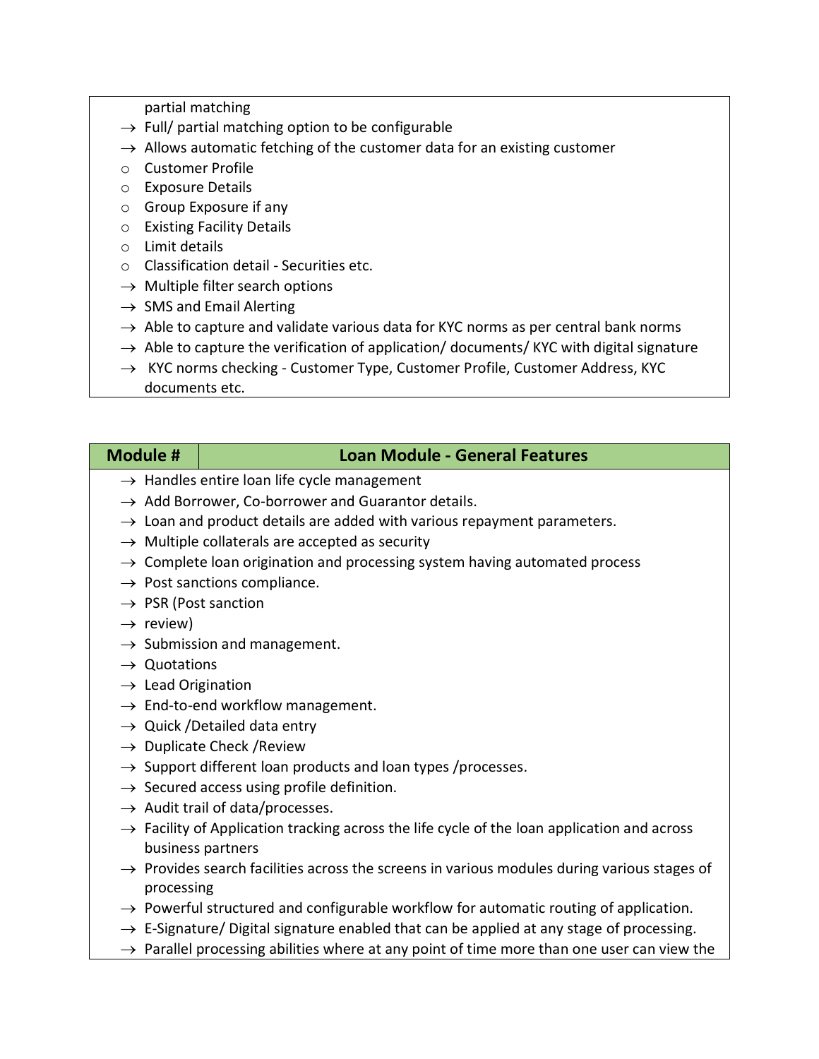partial matching

- → Full/ partial matching option to be configurable
- → Allows automatic fetching of the customer data for an existing customer
  - Customer Profile
  - Exposure Details
  - Group Exposure if any
  - Existing Facility Details
  - Limit details
  - Classification detail - Securities etc.
- → Multiple filter search options
- → SMS and Email Alerting
- → Able to capture and validate various data for KYC norms as per central bank norms
- → Able to capture the verification of application/ documents/ KYC with digital signature
- → KYC norms checking - Customer Type, Customer Profile, Customer Address, KYC documents etc.

| Module # | Loan Module - General Features |
| --- | --- |

- → Handles entire loan life cycle management
- → Add Borrower, Co-borrower and Guarantor details.
- → Loan and product details are added with various repayment parameters.
- → Multiple collaterals are accepted as security
- → Complete loan origination and processing system having automated process
- → Post sanctions compliance.
- → PSR (Post sanction
- → review)
- → Submission and management.
- → Quotations
- → Lead Origination
- → End-to-end workflow management.
- → Quick /Detailed data entry
- → Duplicate Check /Review
- → Support different loan products and loan types /processes.
- → Secured access using profile definition.
- → Audit trail of data/processes.
- → Facility of Application tracking across the life cycle of the loan application and across business partners
- → Provides search facilities across the screens in various modules during various stages of processing
- → Powerful structured and configurable workflow for automatic routing of application.
- → E-Signature/ Digital signature enabled that can be applied at any stage of processing.
- → Parallel processing abilities where at any point of time more than one user can view the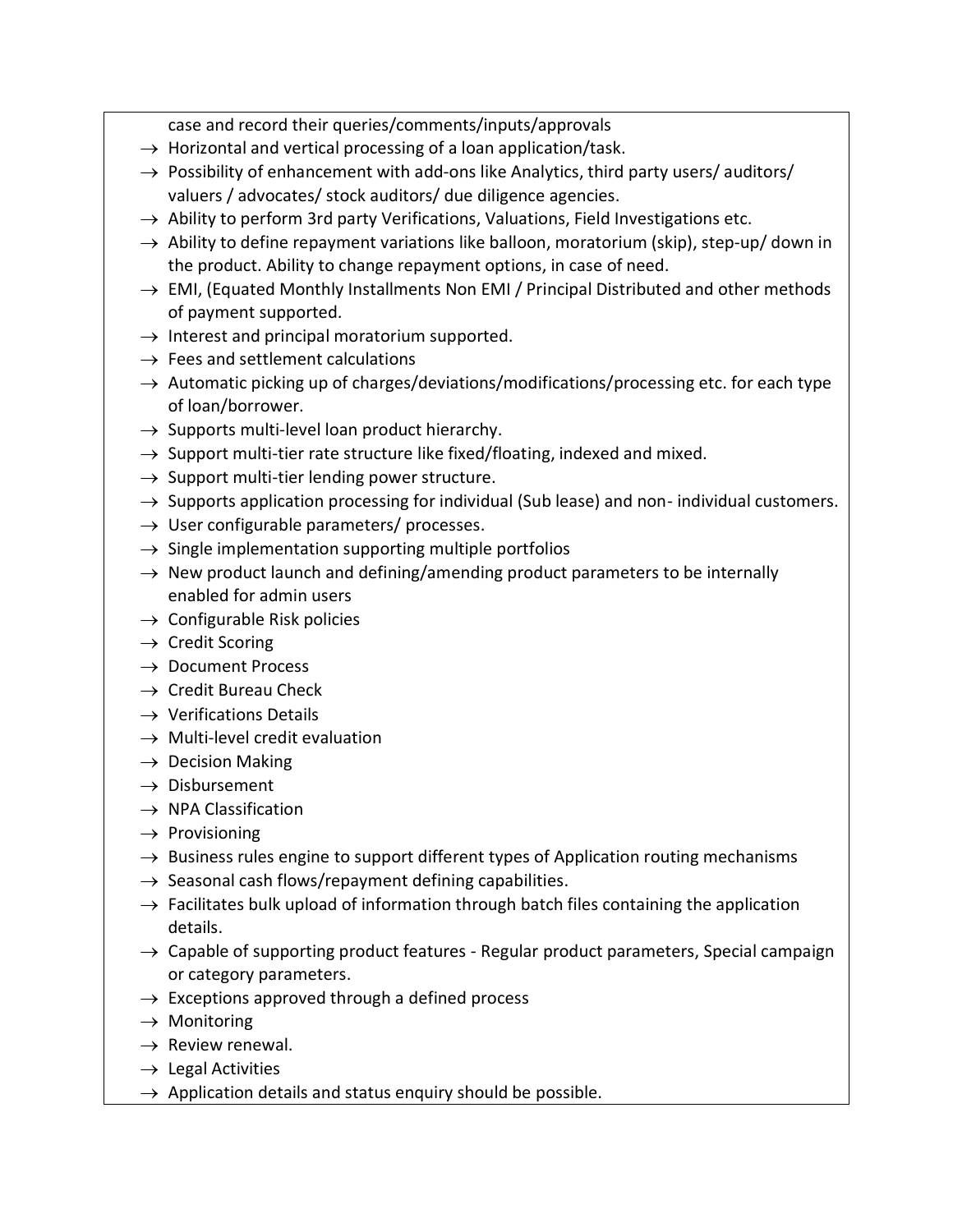case and record their queries/comments/inputs/approvals

- → Horizontal and vertical processing of a loan application/task.
- → Possibility of enhancement with add-ons like Analytics, third party users/ auditors/ valuers / advocates/ stock auditors/ due diligence agencies.
- → Ability to perform 3rd party Verifications, Valuations, Field Investigations etc.
- → Ability to define repayment variations like balloon, moratorium (skip), step-up/ down in the product. Ability to change repayment options, in case of need.
- → EMI, (Equated Monthly Installments Non EMI / Principal Distributed and other methods of payment supported.
- → Interest and principal moratorium supported.
- → Fees and settlement calculations
- → Automatic picking up of charges/deviations/modifications/processing etc. for each type of loan/borrower.
- → Supports multi-level loan product hierarchy.
- → Support multi-tier rate structure like fixed/floating, indexed and mixed.
- → Support multi-tier lending power structure.
- → Supports application processing for individual (Sub lease) and non- individual customers.
- → User configurable parameters/ processes.
- → Single implementation supporting multiple portfolios
- → New product launch and defining/amending product parameters to be internally enabled for admin users
- → Configurable Risk policies
- → Credit Scoring
- → Document Process
- → Credit Bureau Check
- → Verifications Details
- → Multi-level credit evaluation
- → Decision Making
- → Disbursement
- → NPA Classification
- → Provisioning
- → Business rules engine to support different types of Application routing mechanisms
- → Seasonal cash flows/repayment defining capabilities.
- → Facilitates bulk upload of information through batch files containing the application details.
- → Capable of supporting product features - Regular product parameters, Special campaign or category parameters.
- → Exceptions approved through a defined process
- → Monitoring
- → Review renewal.
- → Legal Activities
- → Application details and status enquiry should be possible.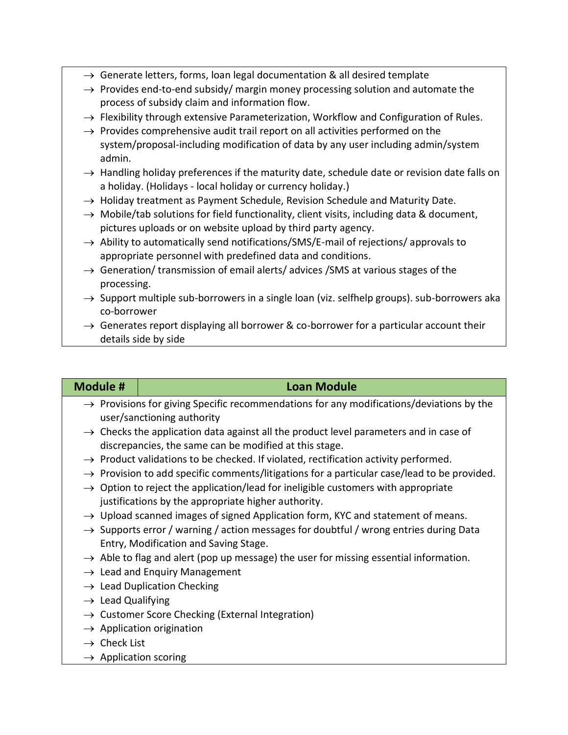| |
|---|
| → Generate letters, forms, loan legal documentation & all desired template<br>→ Provides end-to-end subsidy/ margin money processing solution and automate the process of subsidy claim and information flow.<br>→ Flexibility through extensive Parameterization, Workflow and Configuration of Rules.<br>→ Provides comprehensive audit trail report on all activities performed on the system/proposal-including modification of data by any user including admin/system admin.<br>→ Handling holiday preferences if the maturity date, schedule date or revision date falls on a holiday. (Holidays - local holiday or currency holiday.)<br>→ Holiday treatment as Payment Schedule, Revision Schedule and Maturity Date.<br>→ Mobile/tab solutions for field functionality, client visits, including data & document, pictures uploads or on website upload by third party agency.<br>→ Ability to automatically send notifications/SMS/E-mail of rejections/ approvals to appropriate personnel with predefined data and conditions.<br>→ Generation/ transmission of email alerts/ advices /SMS at various stages of the processing.<br>→ Support multiple sub-borrowers in a single loan (viz. selfhelp groups). sub-borrowers aka co-borrower<br>→ Generates report displaying all borrower & co-borrower for a particular account their details side by side |

| **Module #** | **Loan Module** |
|---|---|
| → Provisions for giving Specific recommendations for any modifications/deviations by the user/sanctioning authority<br>→ Checks the application data against all the product level parameters and in case of discrepancies, the same can be modified at this stage.<br>→ Product validations to be checked. If violated, rectification activity performed.<br>→ Provision to add specific comments/litigations for a particular case/lead to be provided.<br>→ Option to reject the application/lead for ineligible customers with appropriate justifications by the appropriate higher authority.<br>→ Upload scanned images of signed Application form, KYC and statement of means.<br>→ Supports error / warning / action messages for doubtful / wrong entries during Data Entry, Modification and Saving Stage.<br>→ Able to flag and alert (pop up message) the user for missing essential information.<br>→ Lead and Enquiry Management<br>→ Lead Duplication Checking<br>→ Lead Qualifying<br>→ Customer Score Checking (External Integration)<br>→ Application origination<br>→ Check List<br>→ Application scoring | |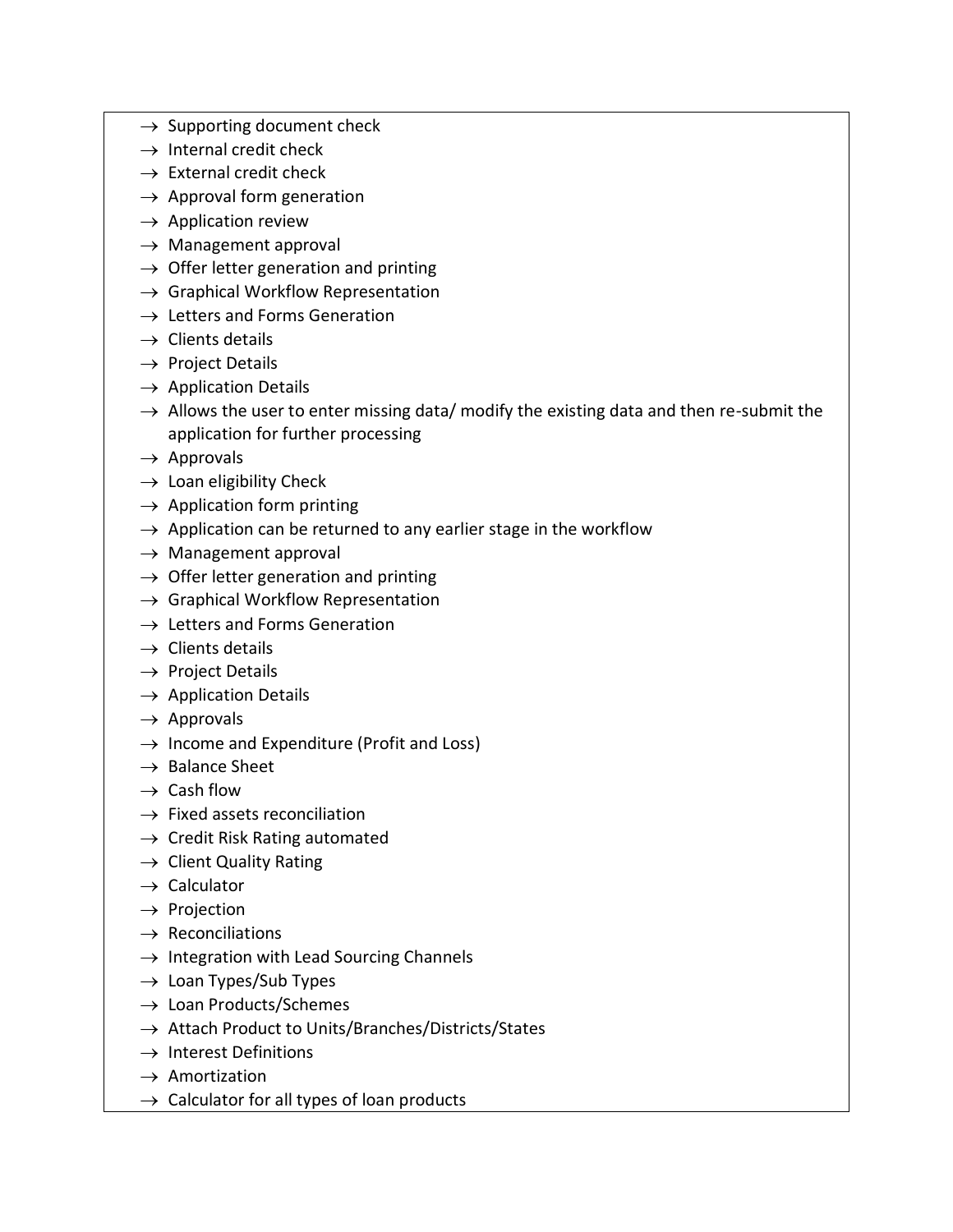→ Supporting document check
→ Internal credit check
→ External credit check
→ Approval form generation
→ Application review
→ Management approval
→ Offer letter generation and printing
→ Graphical Workflow Representation
→ Letters and Forms Generation
→ Clients details
→ Project Details
→ Application Details
→ Allows the user to enter missing data/ modify the existing data and then re-submit the application for further processing
→ Approvals
→ Loan eligibility Check
→ Application form printing
→ Application can be returned to any earlier stage in the workflow
→ Management approval
→ Offer letter generation and printing
→ Graphical Workflow Representation
→ Letters and Forms Generation
→ Clients details
→ Project Details
→ Application Details
→ Approvals
→ Income and Expenditure (Profit and Loss)
→ Balance Sheet
→ Cash flow
→ Fixed assets reconciliation
→ Credit Risk Rating automated
→ Client Quality Rating
→ Calculator
→ Projection
→ Reconciliations
→ Integration with Lead Sourcing Channels
→ Loan Types/Sub Types
→ Loan Products/Schemes
→ Attach Product to Units/Branches/Districts/States
→ Interest Definitions
→ Amortization
→ Calculator for all types of loan products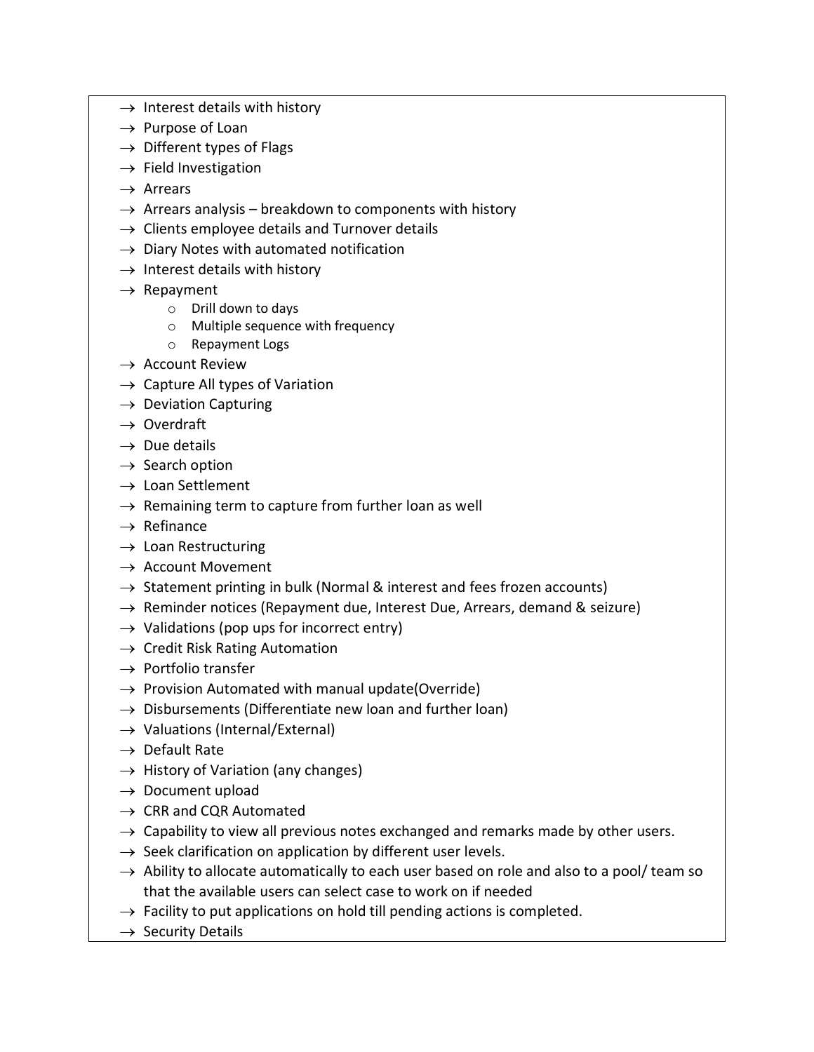- → Interest details with history
- → Purpose of Loan
- → Different types of Flags
- → Field Investigation
- → Arrears
- → Arrears analysis – breakdown to components with history
- → Clients employee details and Turnover details
- → Diary Notes with automated notification
- → Interest details with history
- → Repayment
  - Drill down to days
  - Multiple sequence with frequency
  - Repayment Logs
- → Account Review
- → Capture All types of Variation
- → Deviation Capturing
- → Overdraft
- → Due details
- → Search option
- → Loan Settlement
- → Remaining term to capture from further loan as well
- → Refinance
- → Loan Restructuring
- → Account Movement
- → Statement printing in bulk (Normal & interest and fees frozen accounts)
- → Reminder notices (Repayment due, Interest Due, Arrears, demand & seizure)
- → Validations (pop ups for incorrect entry)
- → Credit Risk Rating Automation
- → Portfolio transfer
- → Provision Automated with manual update(Override)
- → Disbursements (Differentiate new loan and further loan)
- → Valuations (Internal/External)
- → Default Rate
- → History of Variation (any changes)
- → Document upload
- → CRR and CQR Automated
- → Capability to view all previous notes exchanged and remarks made by other users.
- → Seek clarification on application by different user levels.
- → Ability to allocate automatically to each user based on role and also to a pool/ team so that the available users can select case to work on if needed
- → Facility to put applications on hold till pending actions is completed.
- → Security Details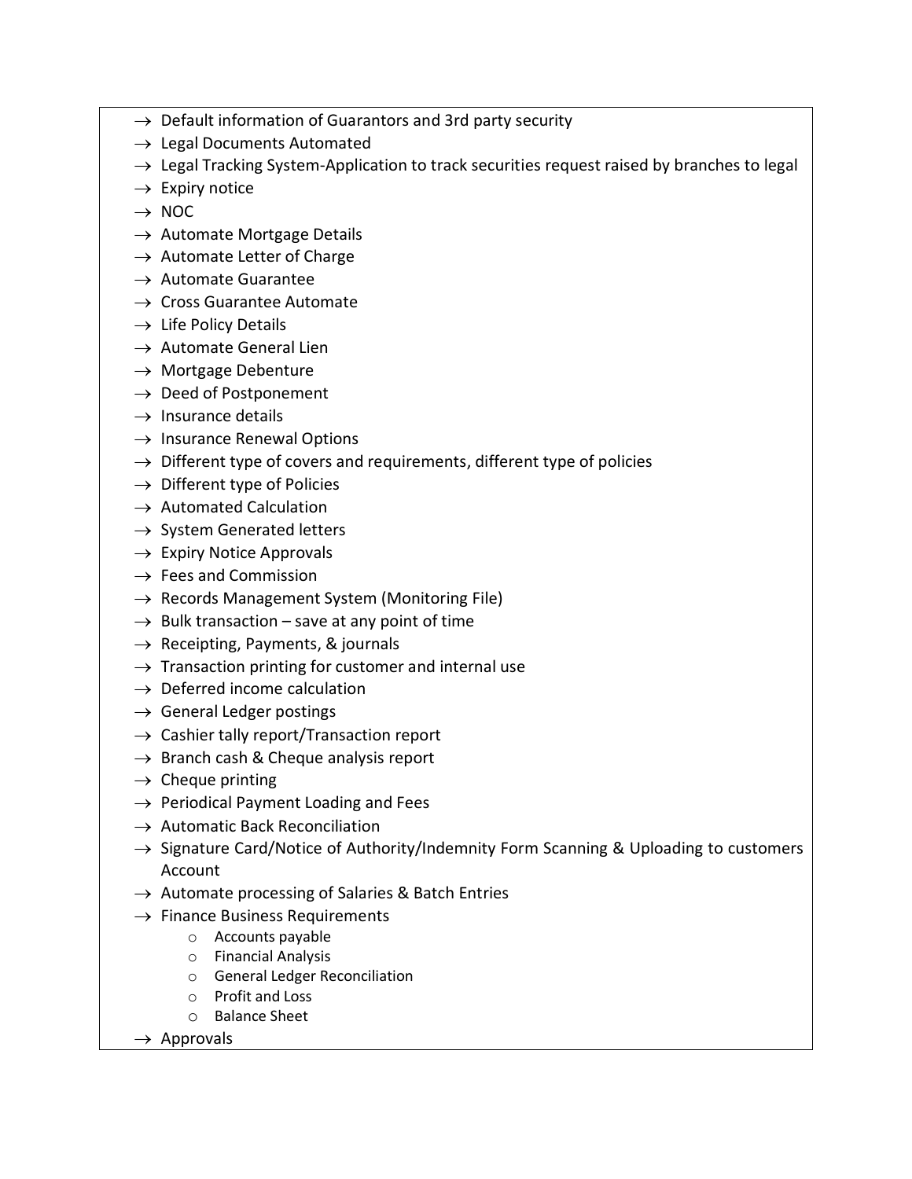- → Default information of Guarantors and 3rd party security
- → Legal Documents Automated
- → Legal Tracking System-Application to track securities request raised by branches to legal
- → Expiry notice
- → NOC
- → Automate Mortgage Details
- → Automate Letter of Charge
- → Automate Guarantee
- → Cross Guarantee Automate
- → Life Policy Details
- → Automate General Lien
- → Mortgage Debenture
- → Deed of Postponement
- → Insurance details
- → Insurance Renewal Options
- → Different type of covers and requirements, different type of policies
- → Different type of Policies
- → Automated Calculation
- → System Generated letters
- → Expiry Notice Approvals
- → Fees and Commission
- → Records Management System (Monitoring File)
- → Bulk transaction – save at any point of time
- → Receipting, Payments, & journals
- → Transaction printing for customer and internal use
- → Deferred income calculation
- → General Ledger postings
- → Cashier tally report/Transaction report
- → Branch cash & Cheque analysis report
- → Cheque printing
- → Periodical Payment Loading and Fees
- → Automatic Back Reconciliation
- → Signature Card/Notice of Authority/Indemnity Form Scanning & Uploading to customers Account
- → Automate processing of Salaries & Batch Entries
- → Finance Business Requirements
  - Accounts payable
  - Financial Analysis
  - General Ledger Reconciliation
  - Profit and Loss
  - Balance Sheet
- → Approvals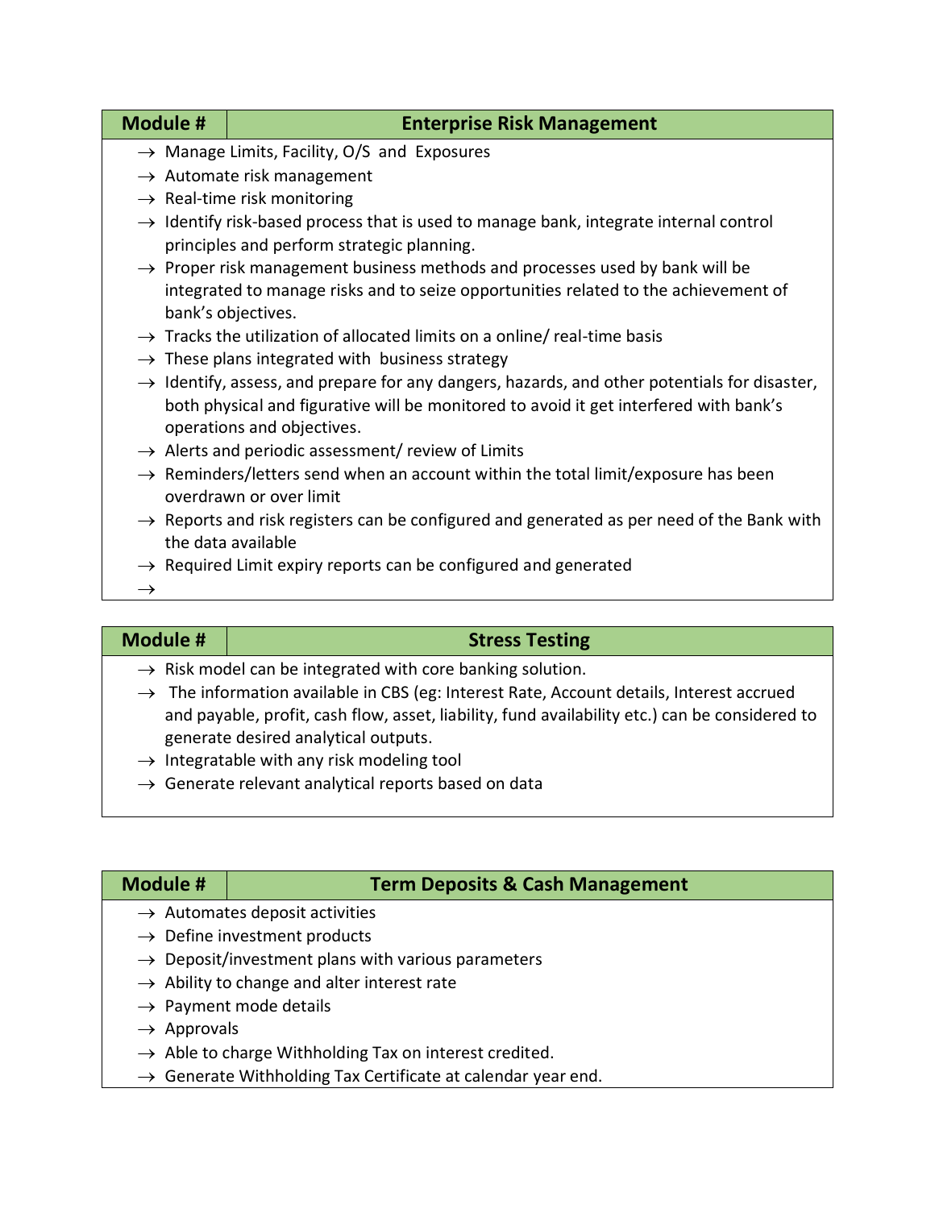| Module # | Enterprise Risk Management |
|---|---|

→ Manage Limits, Facility, O/S and Exposures
→ Automate risk management
→ Real-time risk monitoring
→ Identify risk-based process that is used to manage bank, integrate internal control principles and perform strategic planning.
→ Proper risk management business methods and processes used by bank will be integrated to manage risks and to seize opportunities related to the achievement of bank's objectives.
→ Tracks the utilization of allocated limits on a online/ real-time basis
→ These plans integrated with business strategy
→ Identify, assess, and prepare for any dangers, hazards, and other potentials for disaster, both physical and figurative will be monitored to avoid it get interfered with bank's operations and objectives.
→ Alerts and periodic assessment/ review of Limits
→ Reminders/letters send when an account within the total limit/exposure has been overdrawn or over limit
→ Reports and risk registers can be configured and generated as per need of the Bank with the data available
→ Required Limit expiry reports can be configured and generated
→

| Module # | Stress Testing |
|---|---|

→ Risk model can be integrated with core banking solution.
→ The information available in CBS (eg: Interest Rate, Account details, Interest accrued and payable, profit, cash flow, asset, liability, fund availability etc.) can be considered to generate desired analytical outputs.
→ Integratable with any risk modeling tool
→ Generate relevant analytical reports based on data

| Module # | Term Deposits & Cash Management |
|---|---|

→ Automates deposit activities
→ Define investment products
→ Deposit/investment plans with various parameters
→ Ability to change and alter interest rate
→ Payment mode details
→ Approvals
→ Able to charge Withholding Tax on interest credited.
→ Generate Withholding Tax Certificate at calendar year end.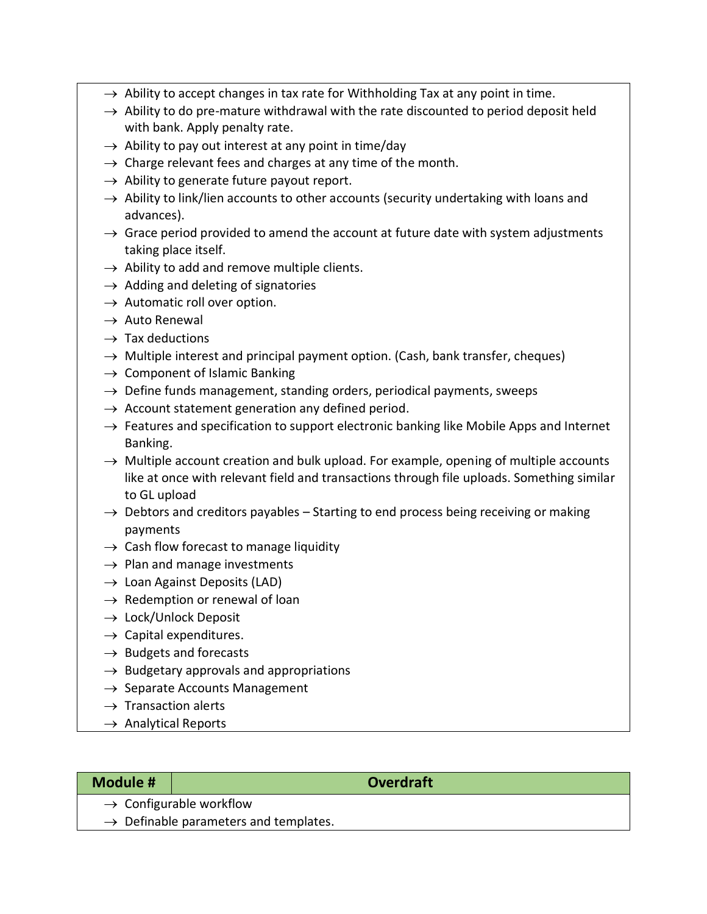→ Ability to accept changes in tax rate for Withholding Tax at any point in time.
→ Ability to do pre-mature withdrawal with the rate discounted to period deposit held with bank. Apply penalty rate.
→ Ability to pay out interest at any point in time/day
→ Charge relevant fees and charges at any time of the month.
→ Ability to generate future payout report.
→ Ability to link/lien accounts to other accounts (security undertaking with loans and advances).
→ Grace period provided to amend the account at future date with system adjustments taking place itself.
→ Ability to add and remove multiple clients.
→ Adding and deleting of signatories
→ Automatic roll over option.
→ Auto Renewal
→ Tax deductions
→ Multiple interest and principal payment option. (Cash, bank transfer, cheques)
→ Component of Islamic Banking
→ Define funds management, standing orders, periodical payments, sweeps
→ Account statement generation any defined period.
→ Features and specification to support electronic banking like Mobile Apps and Internet Banking.
→ Multiple account creation and bulk upload. For example, opening of multiple accounts like at once with relevant field and transactions through file uploads. Something similar to GL upload
→ Debtors and creditors payables – Starting to end process being receiving or making payments
→ Cash flow forecast to manage liquidity
→ Plan and manage investments
→ Loan Against Deposits (LAD)
→ Redemption or renewal of loan
→ Lock/Unlock Deposit
→ Capital expenditures.
→ Budgets and forecasts
→ Budgetary approvals and appropriations
→ Separate Accounts Management
→ Transaction alerts
→ Analytical Reports

| Module # | Overdraft |
|---|---|

→ Configurable workflow
→ Definable parameters and templates.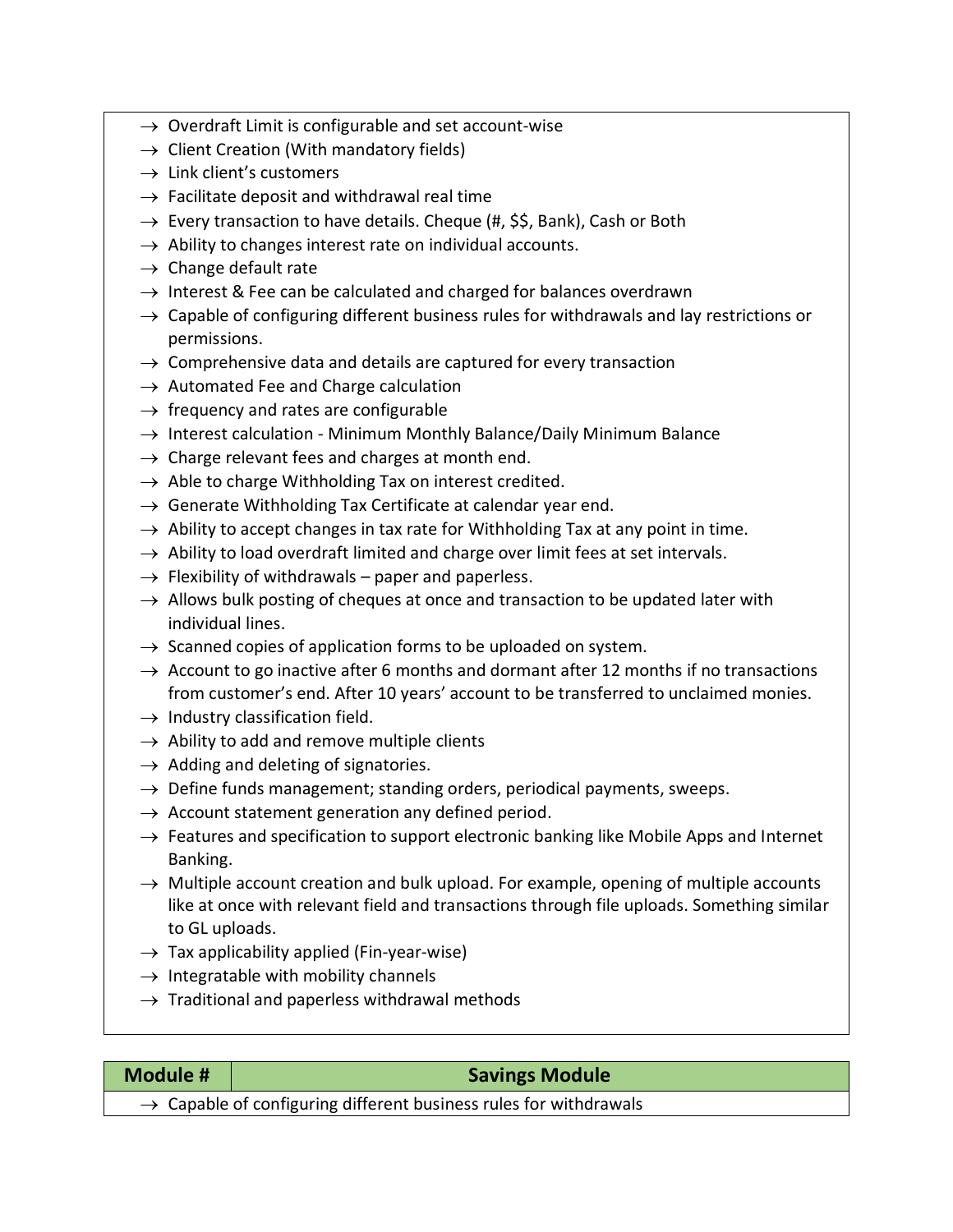- → Overdraft Limit is configurable and set account-wise
- → Client Creation (With mandatory fields)
- → Link client's customers
- → Facilitate deposit and withdrawal real time
- → Every transaction to have details. Cheque (#, $$, Bank), Cash or Both
- → Ability to changes interest rate on individual accounts.
- → Change default rate
- → Interest & Fee can be calculated and charged for balances overdrawn
- → Capable of configuring different business rules for withdrawals and lay restrictions or permissions.
- → Comprehensive data and details are captured for every transaction
- → Automated Fee and Charge calculation
- → frequency and rates are configurable
- → Interest calculation - Minimum Monthly Balance/Daily Minimum Balance
- → Charge relevant fees and charges at month end.
- → Able to charge Withholding Tax on interest credited.
- → Generate Withholding Tax Certificate at calendar year end.
- → Ability to accept changes in tax rate for Withholding Tax at any point in time.
- → Ability to load overdraft limited and charge over limit fees at set intervals.
- → Flexibility of withdrawals – paper and paperless.
- → Allows bulk posting of cheques at once and transaction to be updated later with individual lines.
- → Scanned copies of application forms to be uploaded on system.
- → Account to go inactive after 6 months and dormant after 12 months if no transactions from customer's end. After 10 years' account to be transferred to unclaimed monies.
- → Industry classification field.
- → Ability to add and remove multiple clients
- → Adding and deleting of signatories.
- → Define funds management; standing orders, periodical payments, sweeps.
- → Account statement generation any defined period.
- → Features and specification to support electronic banking like Mobile Apps and Internet Banking.
- → Multiple account creation and bulk upload. For example, opening of multiple accounts like at once with relevant field and transactions through file uploads. Something similar to GL uploads.
- → Tax applicability applied (Fin-year-wise)
- → Integratable with mobility channels
- → Traditional and paperless withdrawal methods

| Module # | Savings Module |
|---|---|
| → Capable of configuring different business rules for withdrawals | |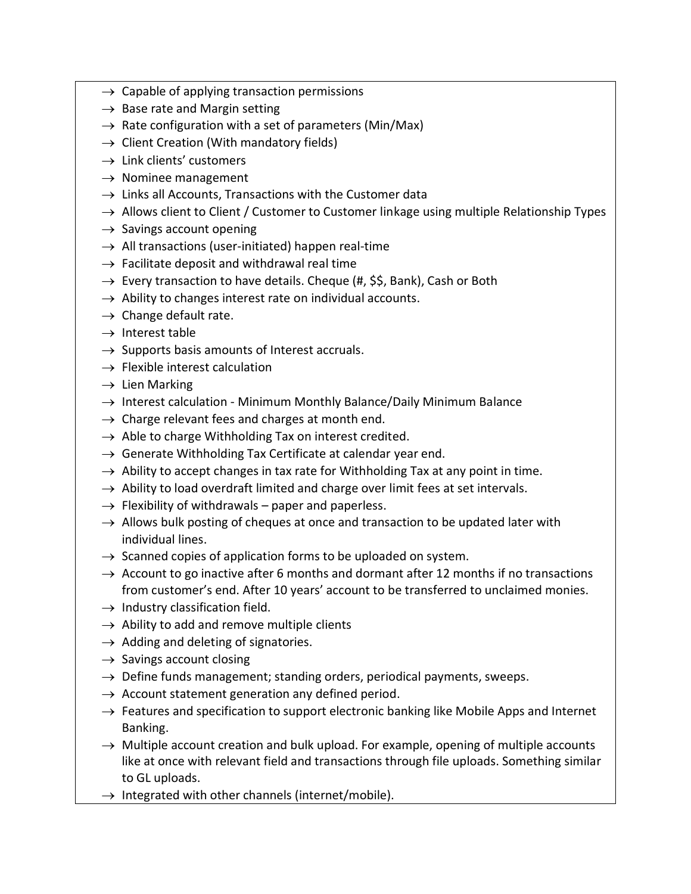- → Capable of applying transaction permissions
- → Base rate and Margin setting
- → Rate configuration with a set of parameters (Min/Max)
- → Client Creation (With mandatory fields)
- → Link clients' customers
- → Nominee management
- → Links all Accounts, Transactions with the Customer data
- → Allows client to Client / Customer to Customer linkage using multiple Relationship Types
- → Savings account opening
- → All transactions (user-initiated) happen real-time
- → Facilitate deposit and withdrawal real time
- → Every transaction to have details. Cheque (#, $$, Bank), Cash or Both
- → Ability to changes interest rate on individual accounts.
- → Change default rate.
- → Interest table
- → Supports basis amounts of Interest accruals.
- → Flexible interest calculation
- → Lien Marking
- → Interest calculation - Minimum Monthly Balance/Daily Minimum Balance
- → Charge relevant fees and charges at month end.
- → Able to charge Withholding Tax on interest credited.
- → Generate Withholding Tax Certificate at calendar year end.
- → Ability to accept changes in tax rate for Withholding Tax at any point in time.
- → Ability to load overdraft limited and charge over limit fees at set intervals.
- → Flexibility of withdrawals – paper and paperless.
- → Allows bulk posting of cheques at once and transaction to be updated later with individual lines.
- → Scanned copies of application forms to be uploaded on system.
- → Account to go inactive after 6 months and dormant after 12 months if no transactions from customer's end. After 10 years' account to be transferred to unclaimed monies.
- → Industry classification field.
- → Ability to add and remove multiple clients
- → Adding and deleting of signatories.
- → Savings account closing
- → Define funds management; standing orders, periodical payments, sweeps.
- → Account statement generation any defined period.
- → Features and specification to support electronic banking like Mobile Apps and Internet Banking.
- → Multiple account creation and bulk upload. For example, opening of multiple accounts like at once with relevant field and transactions through file uploads. Something similar to GL uploads.
- → Integrated with other channels (internet/mobile).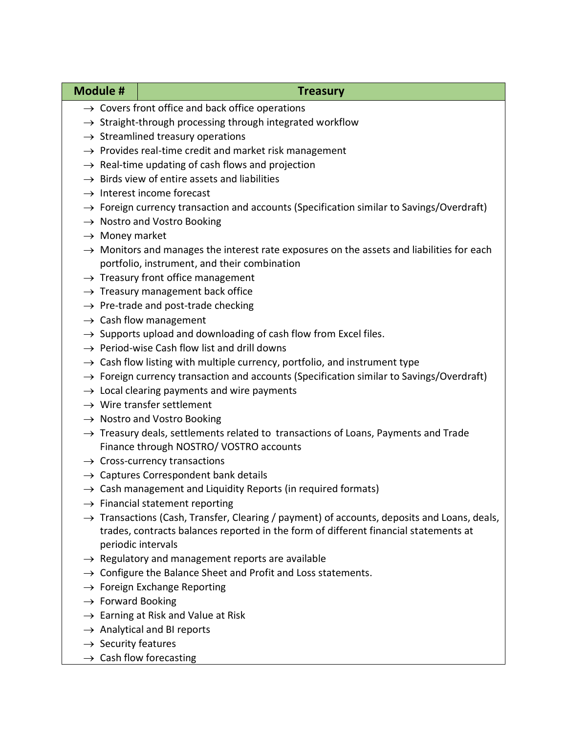| Module # | Treasury |
|---|---|
| → Covers front office and back office operations<br>→ Straight-through processing through integrated workflow<br>→ Streamlined treasury operations<br>→ Provides real-time credit and market risk management<br>→ Real-time updating of cash flows and projection<br>→ Birds view of entire assets and liabilities<br>→ Interest income forecast<br>→ Foreign currency transaction and accounts (Specification similar to Savings/Overdraft)<br>→ Nostro and Vostro Booking<br>→ Money market<br>→ Monitors and manages the interest rate exposures on the assets and liabilities for each portfolio, instrument, and their combination<br>→ Treasury front office management<br>→ Treasury management back office<br>→ Pre-trade and post-trade checking<br>→ Cash flow management<br>→ Supports upload and downloading of cash flow from Excel files.<br>→ Period-wise Cash flow list and drill downs<br>→ Cash flow listing with multiple currency, portfolio, and instrument type<br>→ Foreign currency transaction and accounts (Specification similar to Savings/Overdraft)<br>→ Local clearing payments and wire payments<br>→ Wire transfer settlement<br>→ Nostro and Vostro Booking<br>→ Treasury deals, settlements related to transactions of Loans, Payments and Trade Finance through NOSTRO/ VOSTRO accounts<br>→ Cross-currency transactions<br>→ Captures Correspondent bank details<br>→ Cash management and Liquidity Reports (in required formats)<br>→ Financial statement reporting<br>→ Transactions (Cash, Transfer, Clearing / payment) of accounts, deposits and Loans, deals, trades, contracts balances reported in the form of different financial statements at periodic intervals<br>→ Regulatory and management reports are available<br>→ Configure the Balance Sheet and Profit and Loss statements.<br>→ Foreign Exchange Reporting<br>→ Forward Booking<br>→ Earning at Risk and Value at Risk<br>→ Analytical and BI reports<br>→ Security features<br>→ Cash flow forecasting | |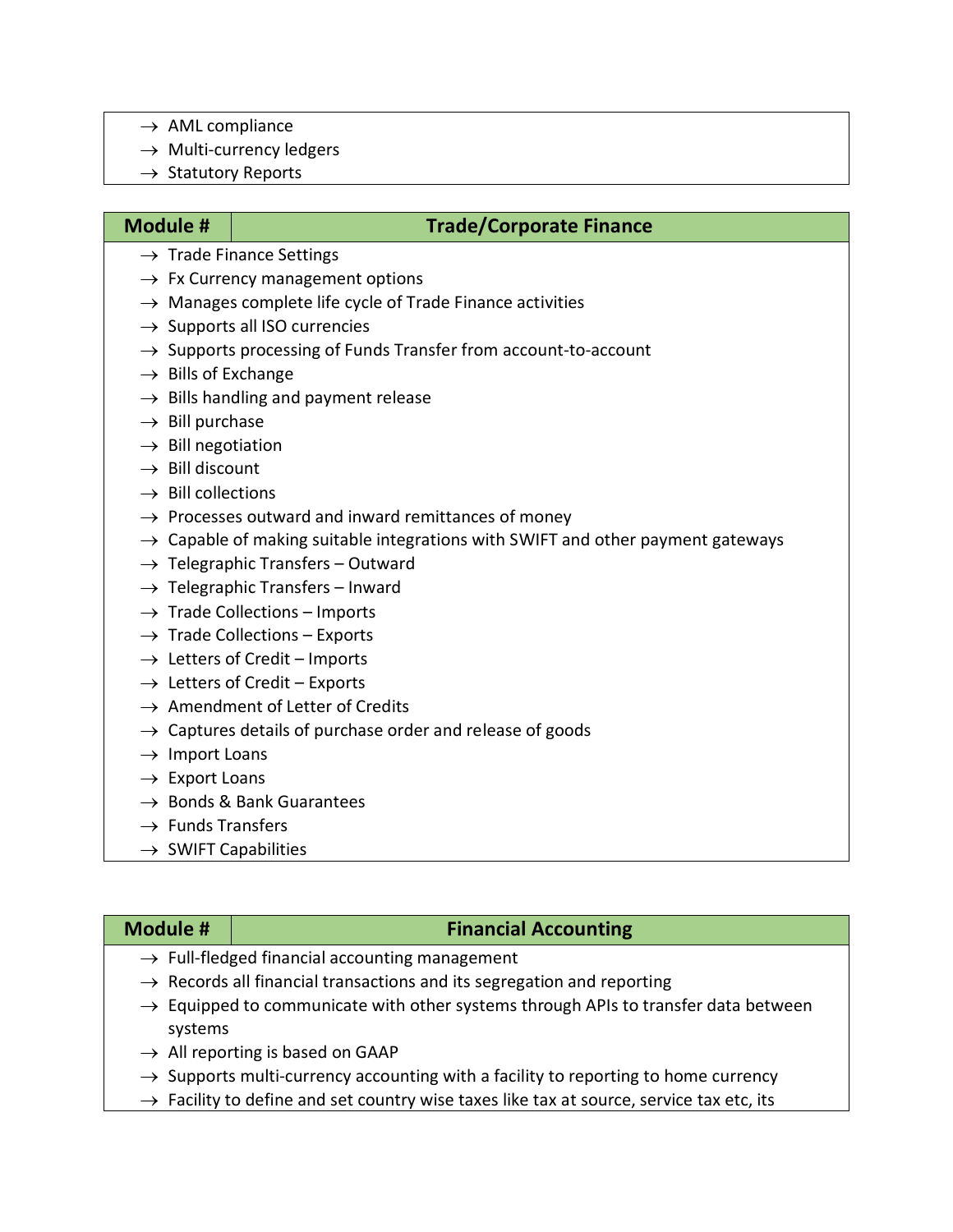→ AML compliance
→ Multi-currency ledgers
→ Statutory Reports

| Module # | Trade/Corporate Finance |
|---|---|

→ Trade Finance Settings
→ Fx Currency management options
→ Manages complete life cycle of Trade Finance activities
→ Supports all ISO currencies
→ Supports processing of Funds Transfer from account-to-account
→ Bills of Exchange
→ Bills handling and payment release
→ Bill purchase
→ Bill negotiation
→ Bill discount
→ Bill collections
→ Processes outward and inward remittances of money
→ Capable of making suitable integrations with SWIFT and other payment gateways
→ Telegraphic Transfers – Outward
→ Telegraphic Transfers – Inward
→ Trade Collections – Imports
→ Trade Collections – Exports
→ Letters of Credit – Imports
→ Letters of Credit – Exports
→ Amendment of Letter of Credits
→ Captures details of purchase order and release of goods
→ Import Loans
→ Export Loans
→ Bonds & Bank Guarantees
→ Funds Transfers
→ SWIFT Capabilities

| Module # | Financial Accounting |
|---|---|

→ Full-fledged financial accounting management
→ Records all financial transactions and its segregation and reporting
→ Equipped to communicate with other systems through APIs to transfer data between systems
→ All reporting is based on GAAP
→ Supports multi-currency accounting with a facility to reporting to home currency
→ Facility to define and set country wise taxes like tax at source, service tax etc, its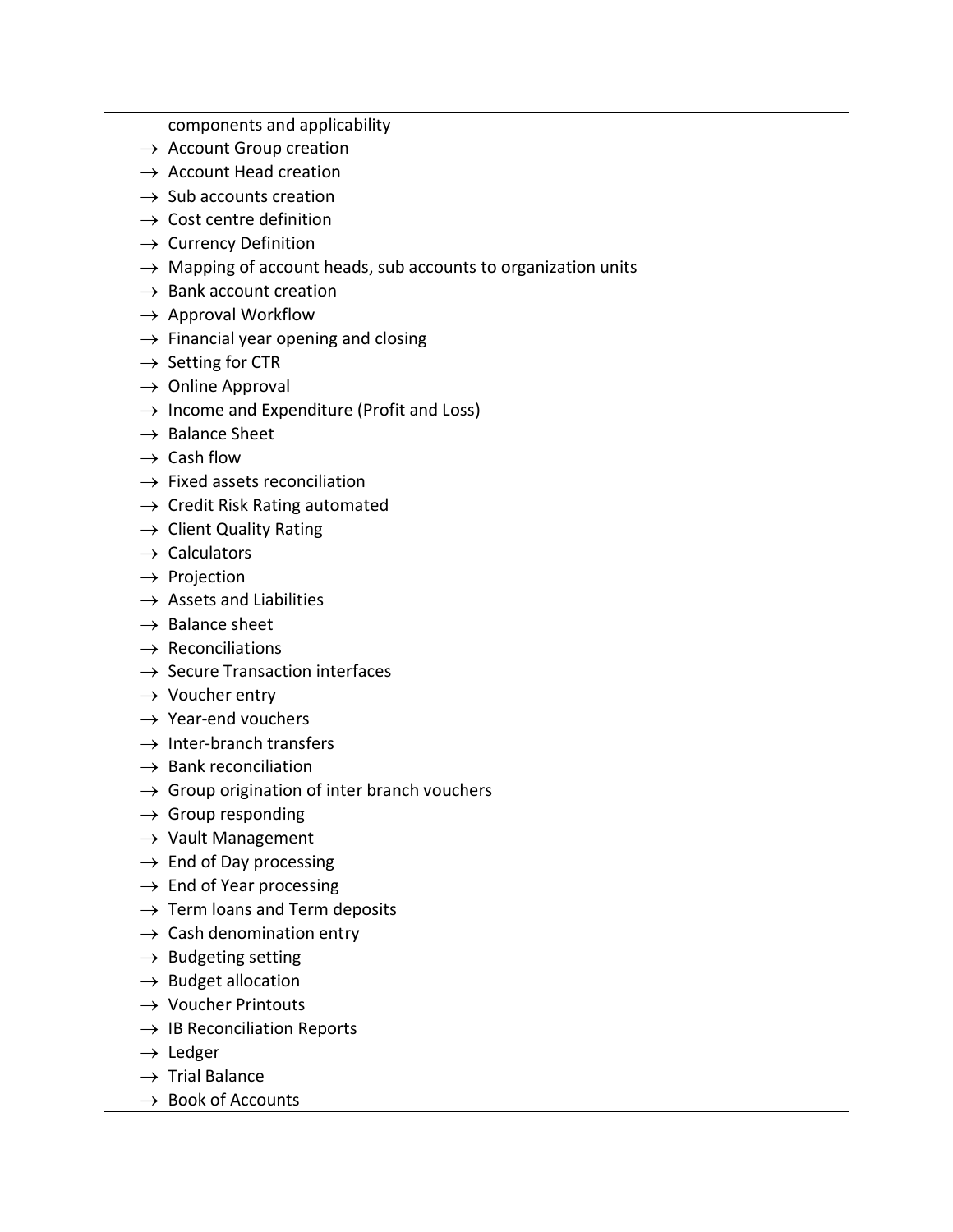components and applicability

- → Account Group creation
- → Account Head creation
- → Sub accounts creation
- → Cost centre definition
- → Currency Definition
- → Mapping of account heads, sub accounts to organization units
- → Bank account creation
- → Approval Workflow
- → Financial year opening and closing
- → Setting for CTR
- → Online Approval
- → Income and Expenditure (Profit and Loss)
- → Balance Sheet
- → Cash flow
- → Fixed assets reconciliation
- → Credit Risk Rating automated
- → Client Quality Rating
- → Calculators
- → Projection
- → Assets and Liabilities
- → Balance sheet
- → Reconciliations
- → Secure Transaction interfaces
- → Voucher entry
- → Year-end vouchers
- → Inter-branch transfers
- → Bank reconciliation
- → Group origination of inter branch vouchers
- → Group responding
- → Vault Management
- → End of Day processing
- → End of Year processing
- → Term loans and Term deposits
- → Cash denomination entry
- → Budgeting setting
- → Budget allocation
- → Voucher Printouts
- → IB Reconciliation Reports
- → Ledger
- → Trial Balance
- → Book of Accounts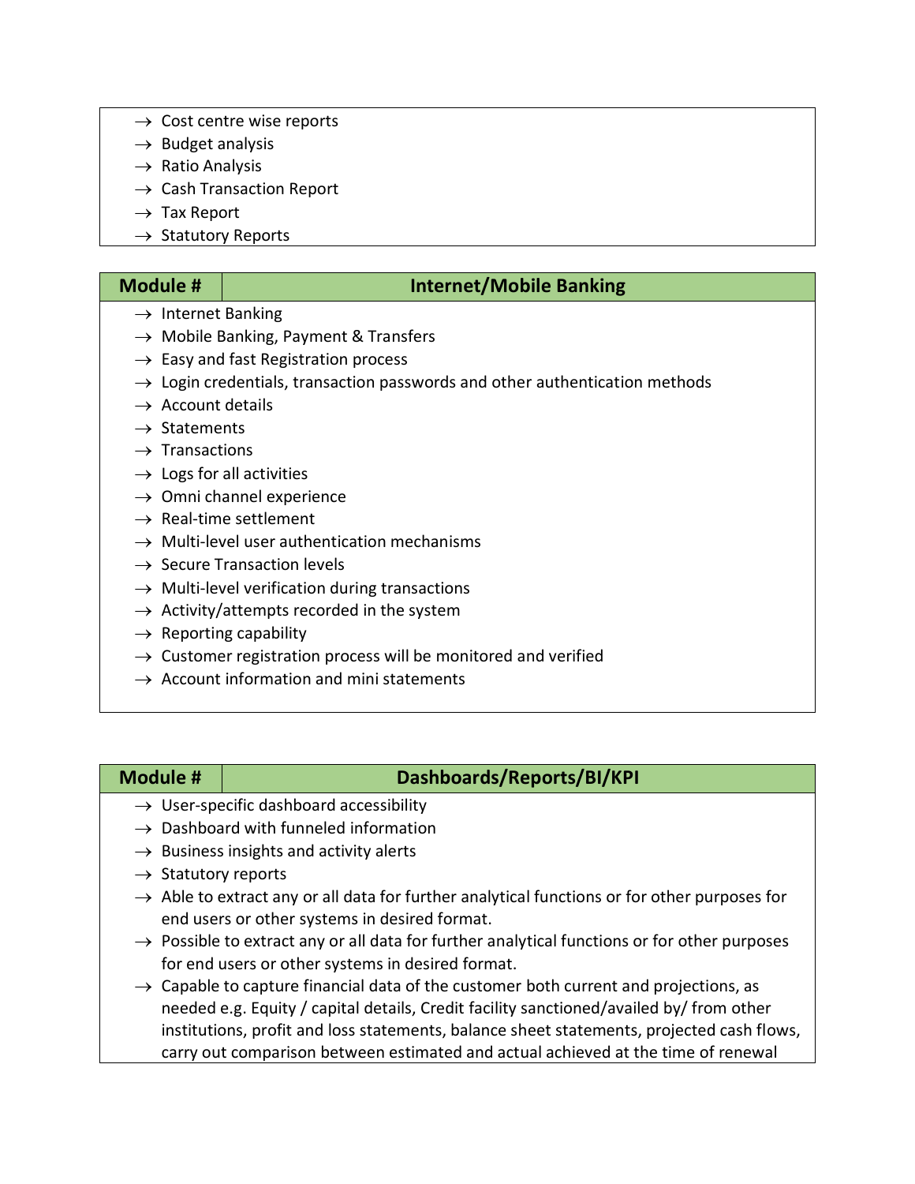→ Cost centre wise reports
→ Budget analysis
→ Ratio Analysis
→ Cash Transaction Report
→ Tax Report
→ Statutory Reports

| Module # | Internet/Mobile Banking |
|---|---|

→ Internet Banking
→ Mobile Banking, Payment & Transfers
→ Easy and fast Registration process
→ Login credentials, transaction passwords and other authentication methods
→ Account details
→ Statements
→ Transactions
→ Logs for all activities
→ Omni channel experience
→ Real-time settlement
→ Multi-level user authentication mechanisms
→ Secure Transaction levels
→ Multi-level verification during transactions
→ Activity/attempts recorded in the system
→ Reporting capability
→ Customer registration process will be monitored and verified
→ Account information and mini statements

| Module # | Dashboards/Reports/BI/KPI |
|---|---|

→ User-specific dashboard accessibility
→ Dashboard with funneled information
→ Business insights and activity alerts
→ Statutory reports
→ Able to extract any or all data for further analytical functions or for other purposes for end users or other systems in desired format.
→ Possible to extract any or all data for further analytical functions or for other purposes for end users or other systems in desired format.
→ Capable to capture financial data of the customer both current and projections, as needed e.g. Equity / capital details, Credit facility sanctioned/availed by/ from other institutions, profit and loss statements, balance sheet statements, projected cash flows, carry out comparison between estimated and actual achieved at the time of renewal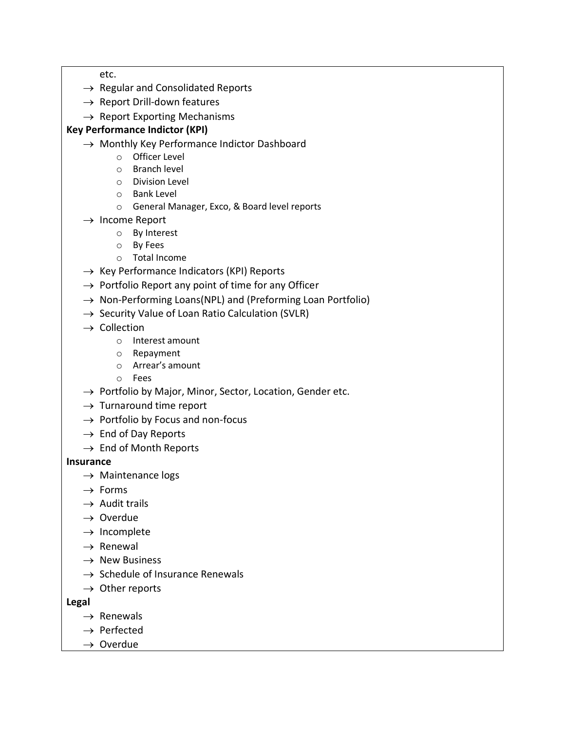etc.

- → Regular and Consolidated Reports
- → Report Drill-down features
- → Report Exporting Mechanisms

**Key Performance Indictor (KPI)**

- → Monthly Key Performance Indictor Dashboard
    - Officer Level
    - Branch level
    - Division Level
    - Bank Level
    - General Manager, Exco, & Board level reports
- → Income Report
    - By Interest
    - By Fees
    - Total Income
- → Key Performance Indicators (KPI) Reports
- → Portfolio Report any point of time for any Officer
- → Non-Performing Loans(NPL) and (Preforming Loan Portfolio)
- → Security Value of Loan Ratio Calculation (SVLR)
- → Collection
    - Interest amount
    - Repayment
    - Arrear's amount
    - Fees
- → Portfolio by Major, Minor, Sector, Location, Gender etc.
- → Turnaround time report
- → Portfolio by Focus and non-focus
- → End of Day Reports
- → End of Month Reports

**Insurance**

- → Maintenance logs
- → Forms
- → Audit trails
- → Overdue
- → Incomplete
- → Renewal
- → New Business
- → Schedule of Insurance Renewals
- → Other reports

**Legal**

- → Renewals
- → Perfected
- → Overdue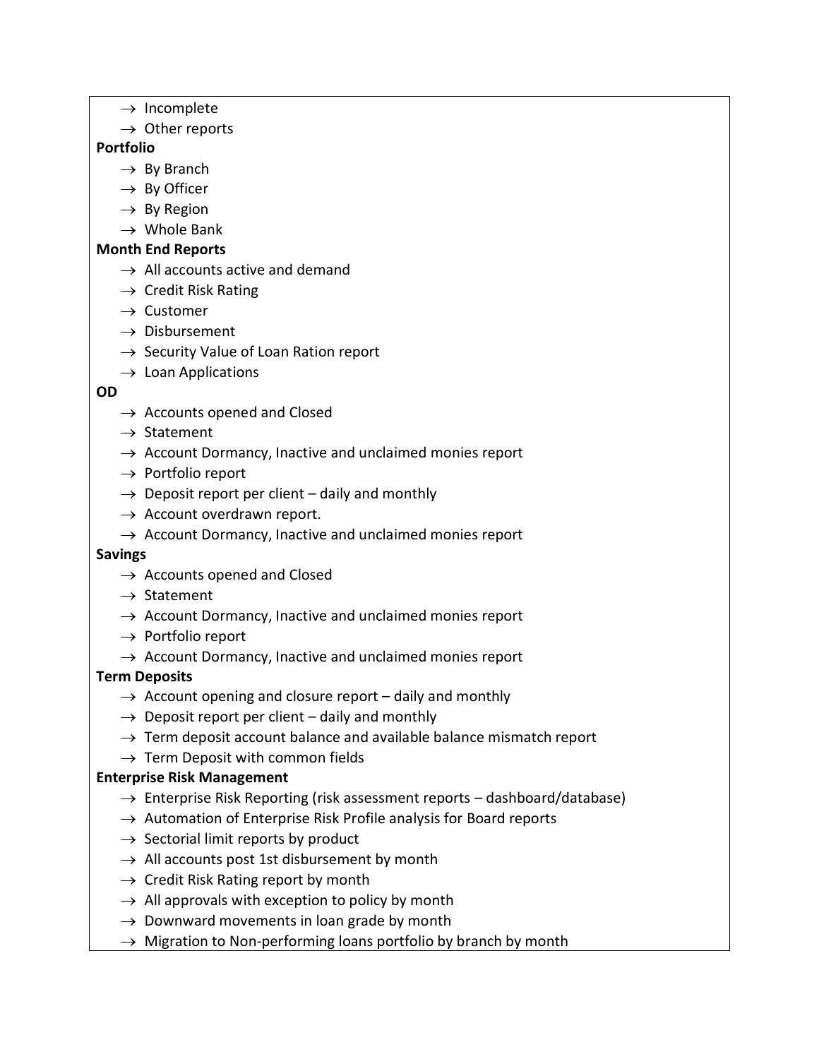- → Incomplete
- → Other reports

**Portfolio**

- → By Branch
- → By Officer
- → By Region
- → Whole Bank

**Month End Reports**

- → All accounts active and demand
- → Credit Risk Rating
- → Customer
- → Disbursement
- → Security Value of Loan Ration report
- → Loan Applications

**OD**

- → Accounts opened and Closed
- → Statement
- → Account Dormancy, Inactive and unclaimed monies report
- → Portfolio report
- → Deposit report per client – daily and monthly
- → Account overdrawn report.
- → Account Dormancy, Inactive and unclaimed monies report

**Savings**

- → Accounts opened and Closed
- → Statement
- → Account Dormancy, Inactive and unclaimed monies report
- → Portfolio report
- → Account Dormancy, Inactive and unclaimed monies report

**Term Deposits**

- → Account opening and closure report – daily and monthly
- → Deposit report per client – daily and monthly
- → Term deposit account balance and available balance mismatch report
- → Term Deposit with common fields

**Enterprise Risk Management**

- → Enterprise Risk Reporting (risk assessment reports – dashboard/database)
- → Automation of Enterprise Risk Profile analysis for Board reports
- → Sectorial limit reports by product
- → All accounts post 1st disbursement by month
- → Credit Risk Rating report by month
- → All approvals with exception to policy by month
- → Downward movements in loan grade by month
- → Migration to Non-performing loans portfolio by branch by month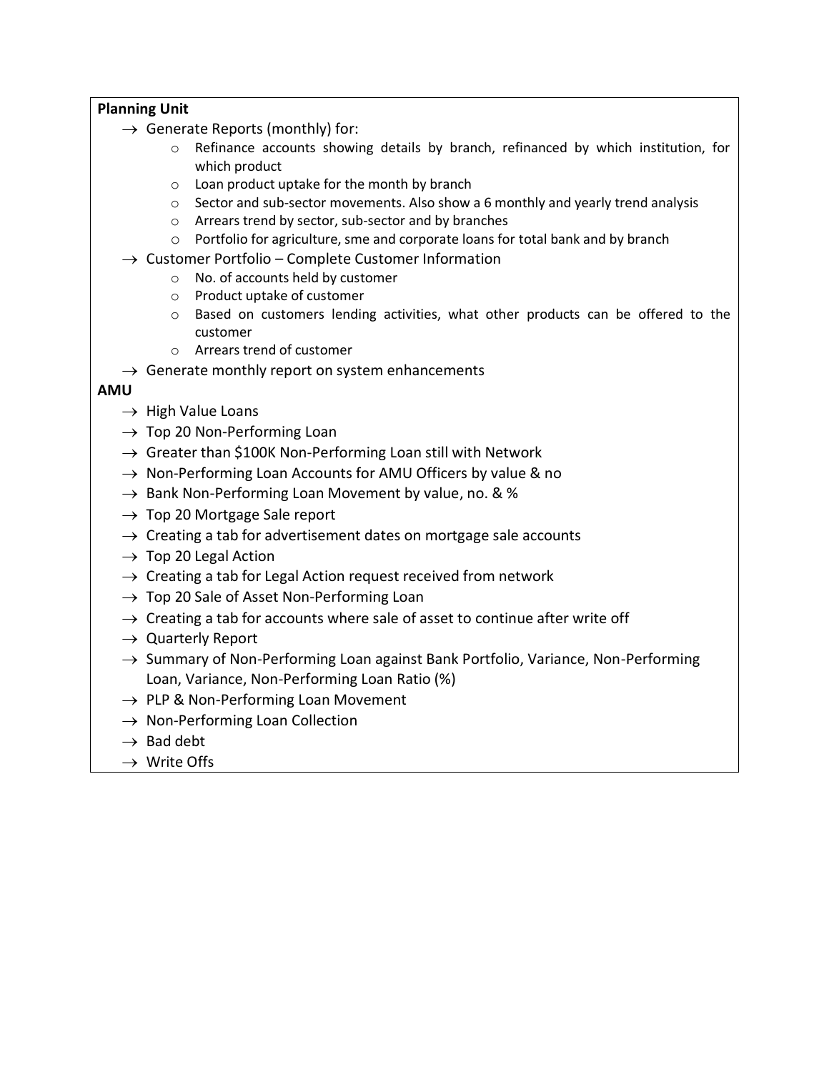**Planning Unit**

- → Generate Reports (monthly) for:
  - Refinance accounts showing details by branch, refinanced by which institution, for which product
  - Loan product uptake for the month by branch
  - Sector and sub-sector movements. Also show a 6 monthly and yearly trend analysis
  - Arrears trend by sector, sub-sector and by branches
  - Portfolio for agriculture, sme and corporate loans for total bank and by branch
- → Customer Portfolio – Complete Customer Information
  - No. of accounts held by customer
  - Product uptake of customer
  - Based on customers lending activities, what other products can be offered to the customer
  - Arrears trend of customer
- → Generate monthly report on system enhancements

**AMU**

- → High Value Loans
- → Top 20 Non-Performing Loan
- → Greater than $100K Non-Performing Loan still with Network
- → Non-Performing Loan Accounts for AMU Officers by value & no
- → Bank Non-Performing Loan Movement by value, no. & %
- → Top 20 Mortgage Sale report
- → Creating a tab for advertisement dates on mortgage sale accounts
- → Top 20 Legal Action
- → Creating a tab for Legal Action request received from network
- → Top 20 Sale of Asset Non-Performing Loan
- → Creating a tab for accounts where sale of asset to continue after write off
- → Quarterly Report
- → Summary of Non-Performing Loan against Bank Portfolio, Variance, Non-Performing Loan, Variance, Non-Performing Loan Ratio (%)
- → PLP & Non-Performing Loan Movement
- → Non-Performing Loan Collection
- → Bad debt
- → Write Offs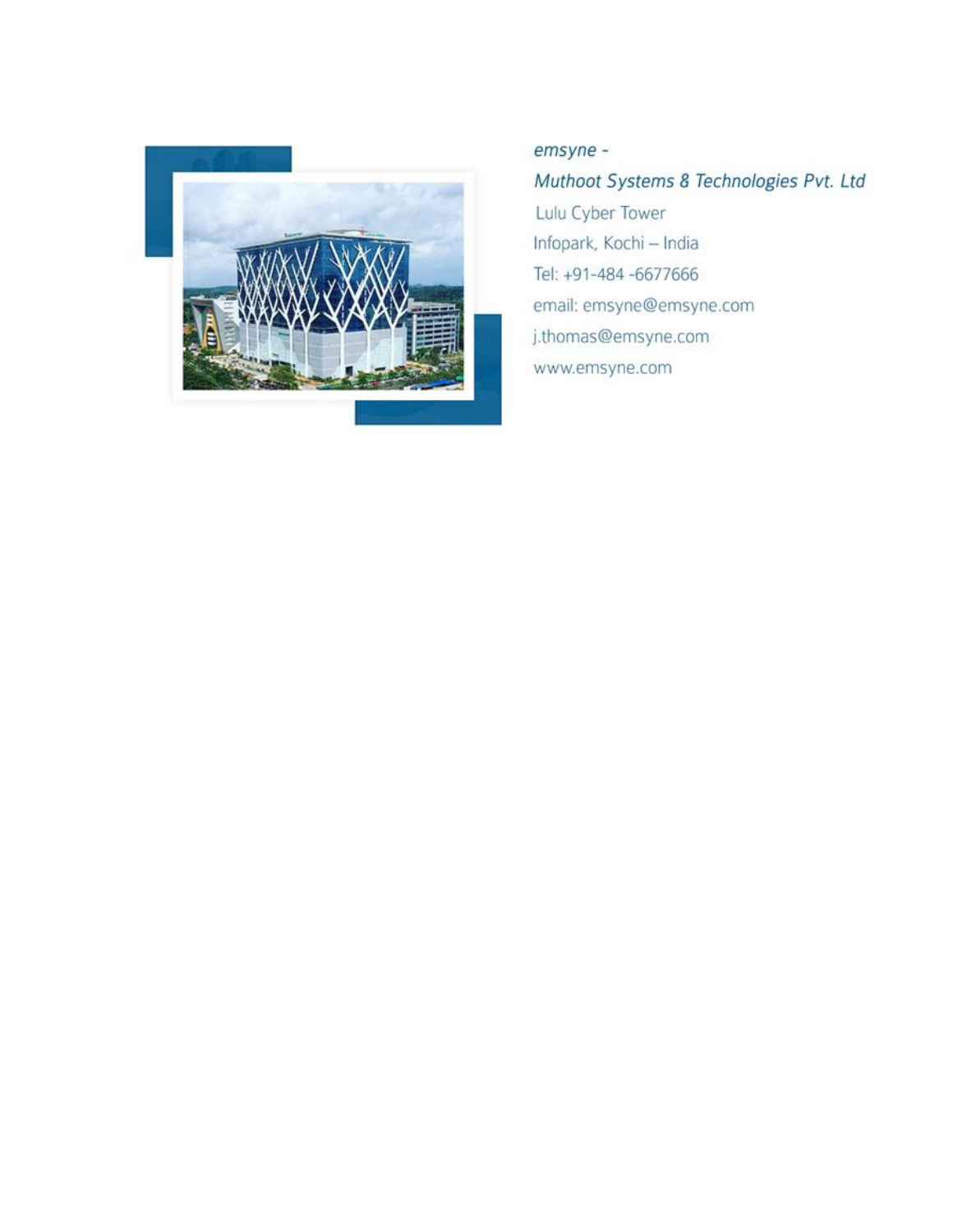*emsyne -*

*Muthoot Systems & Technologies Pvt. Ltd*

Lulu Cyber Tower

Infopark, Kochi – India

Tel: +91-484 -6677666

email: emsyne@emsyne.com

j.thomas@emsyne.com

www.emsyne.com